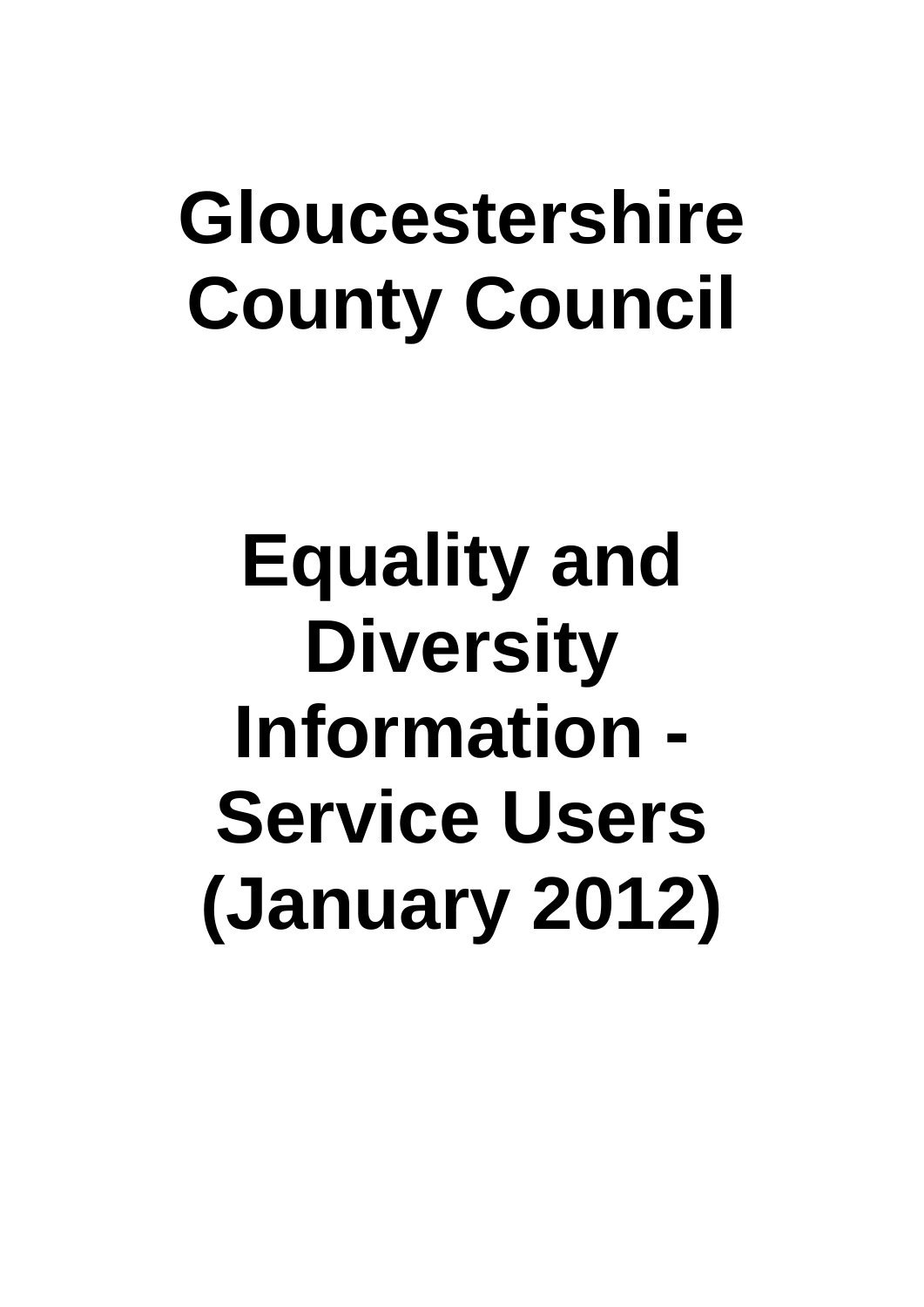# Gloucestershire County Council

# Equality and Diversity Information - Service Users (January 2012)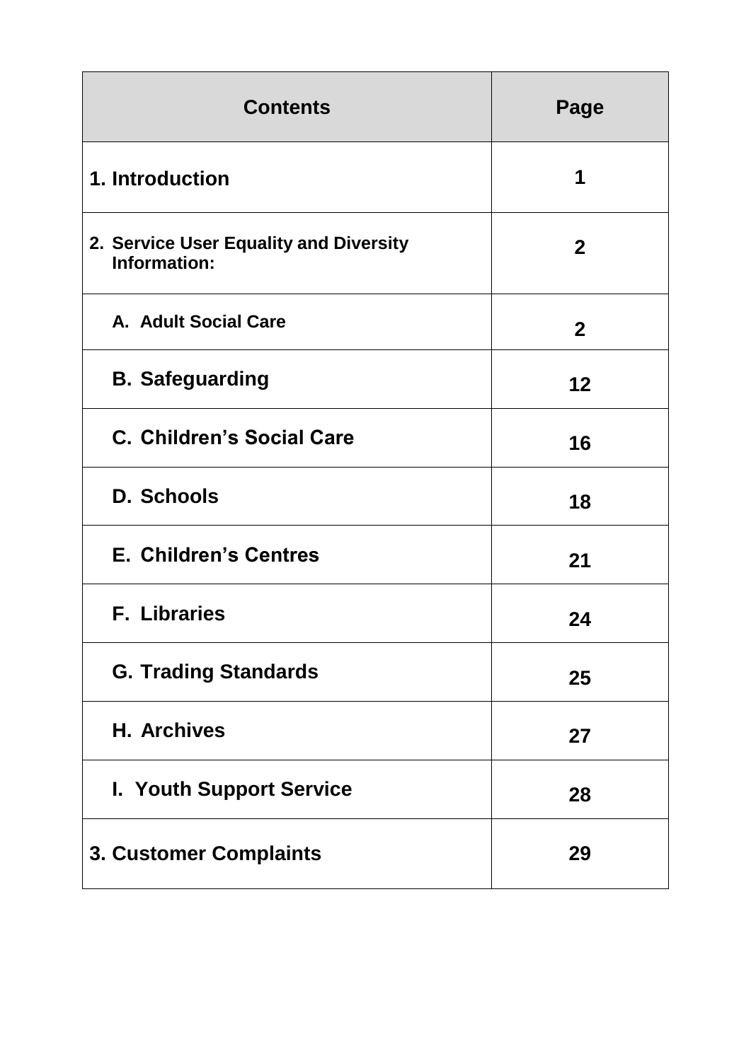| Contents | Page |
|---|---|
| **1. Introduction** | **1** |
| **2. Service User Equality and Diversity Information:** | **2** |
| **A. Adult Social Care** | **2** |
| **B. Safeguarding** | **12** |
| **C. Children's Social Care** | **16** |
| **D. Schools** | **18** |
| **E. Children's Centres** | **21** |
| **F. Libraries** | **24** |
| **G. Trading Standards** | **25** |
| **H. Archives** | **27** |
| **I. Youth Support Service** | **28** |
| **3. Customer Complaints** | **29** |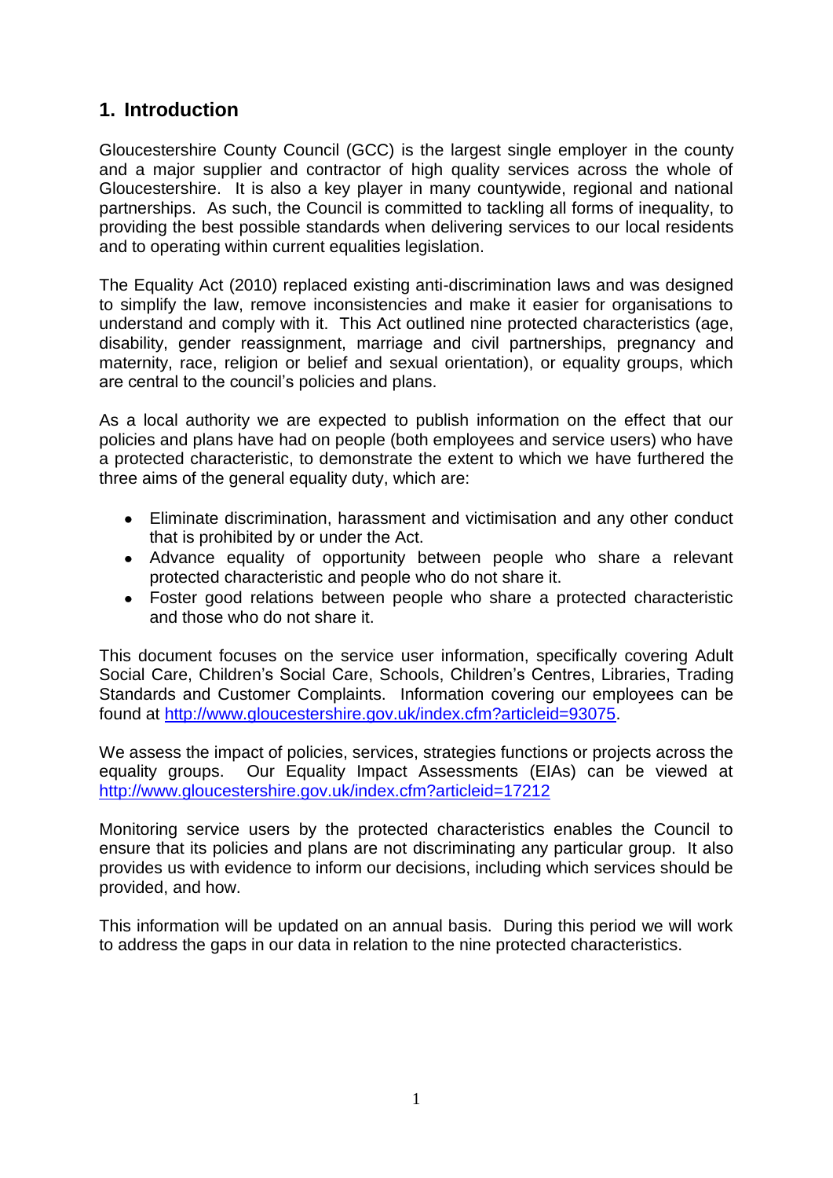## 1. Introduction

Gloucestershire County Council (GCC) is the largest single employer in the county and a major supplier and contractor of high quality services across the whole of Gloucestershire. It is also a key player in many countywide, regional and national partnerships. As such, the Council is committed to tackling all forms of inequality, to providing the best possible standards when delivering services to our local residents and to operating within current equalities legislation.

The Equality Act (2010) replaced existing anti-discrimination laws and was designed to simplify the law, remove inconsistencies and make it easier for organisations to understand and comply with it. This Act outlined nine protected characteristics (age, disability, gender reassignment, marriage and civil partnerships, pregnancy and maternity, race, religion or belief and sexual orientation), or equality groups, which are central to the council's policies and plans.

As a local authority we are expected to publish information on the effect that our policies and plans have had on people (both employees and service users) who have a protected characteristic, to demonstrate the extent to which we have furthered the three aims of the general equality duty, which are:

- Eliminate discrimination, harassment and victimisation and any other conduct that is prohibited by or under the Act.
- Advance equality of opportunity between people who share a relevant protected characteristic and people who do not share it.
- Foster good relations between people who share a protected characteristic and those who do not share it.

This document focuses on the service user information, specifically covering Adult Social Care, Children's Social Care, Schools, Children's Centres, Libraries, Trading Standards and Customer Complaints. Information covering our employees can be found at http://www.gloucestershire.gov.uk/index.cfm?articleid=93075.

We assess the impact of policies, services, strategies functions or projects across the equality groups. Our Equality Impact Assessments (EIAs) can be viewed at http://www.gloucestershire.gov.uk/index.cfm?articleid=17212

Monitoring service users by the protected characteristics enables the Council to ensure that its policies and plans are not discriminating any particular group. It also provides us with evidence to inform our decisions, including which services should be provided, and how.

This information will be updated on an annual basis. During this period we will work to address the gaps in our data in relation to the nine protected characteristics.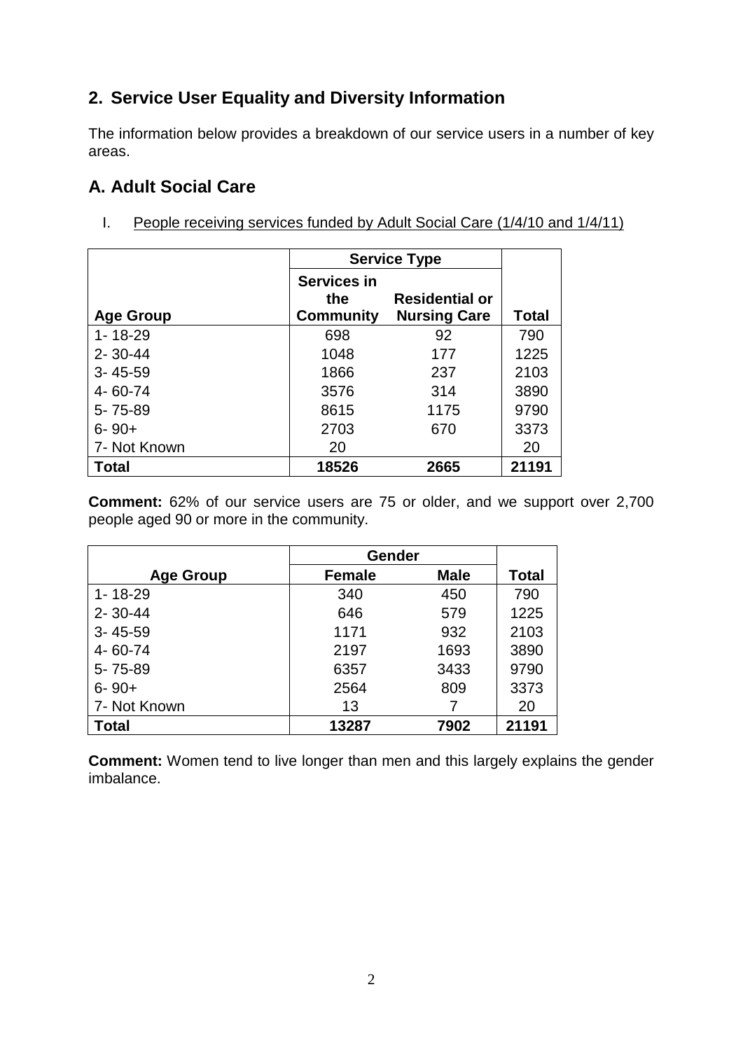## 2. Service User Equality and Diversity Information

The information below provides a breakdown of our service users in a number of key areas.

## A. Adult Social Care

I. People receiving services funded by Adult Social Care (1/4/10 and 1/4/11)

| | Service Type | | |
|---|---|---|---|
| **Age Group** | **Services in the Community** | **Residential or Nursing Care** | **Total** |
| 1- 18-29 | 698 | 92 | 790 |
| 2- 30-44 | 1048 | 177 | 1225 |
| 3- 45-59 | 1866 | 237 | 2103 |
| 4- 60-74 | 3576 | 314 | 3890 |
| 5- 75-89 | 8615 | 1175 | 9790 |
| 6- 90+ | 2703 | 670 | 3373 |
| 7- Not Known | 20 | | 20 |
| **Total** | **18526** | **2665** | **21191** |

**Comment:** 62% of our service users are 75 or older, and we support over 2,700 people aged 90 or more in the community.

| | Gender | | |
|---|---|---|---|
| **Age Group** | **Female** | **Male** | **Total** |
| 1- 18-29 | 340 | 450 | 790 |
| 2- 30-44 | 646 | 579 | 1225 |
| 3- 45-59 | 1171 | 932 | 2103 |
| 4- 60-74 | 2197 | 1693 | 3890 |
| 5- 75-89 | 6357 | 3433 | 9790 |
| 6- 90+ | 2564 | 809 | 3373 |
| 7- Not Known | 13 | 7 | 20 |
| **Total** | **13287** | **7902** | **21191** |

**Comment:** Women tend to live longer than men and this largely explains the gender imbalance.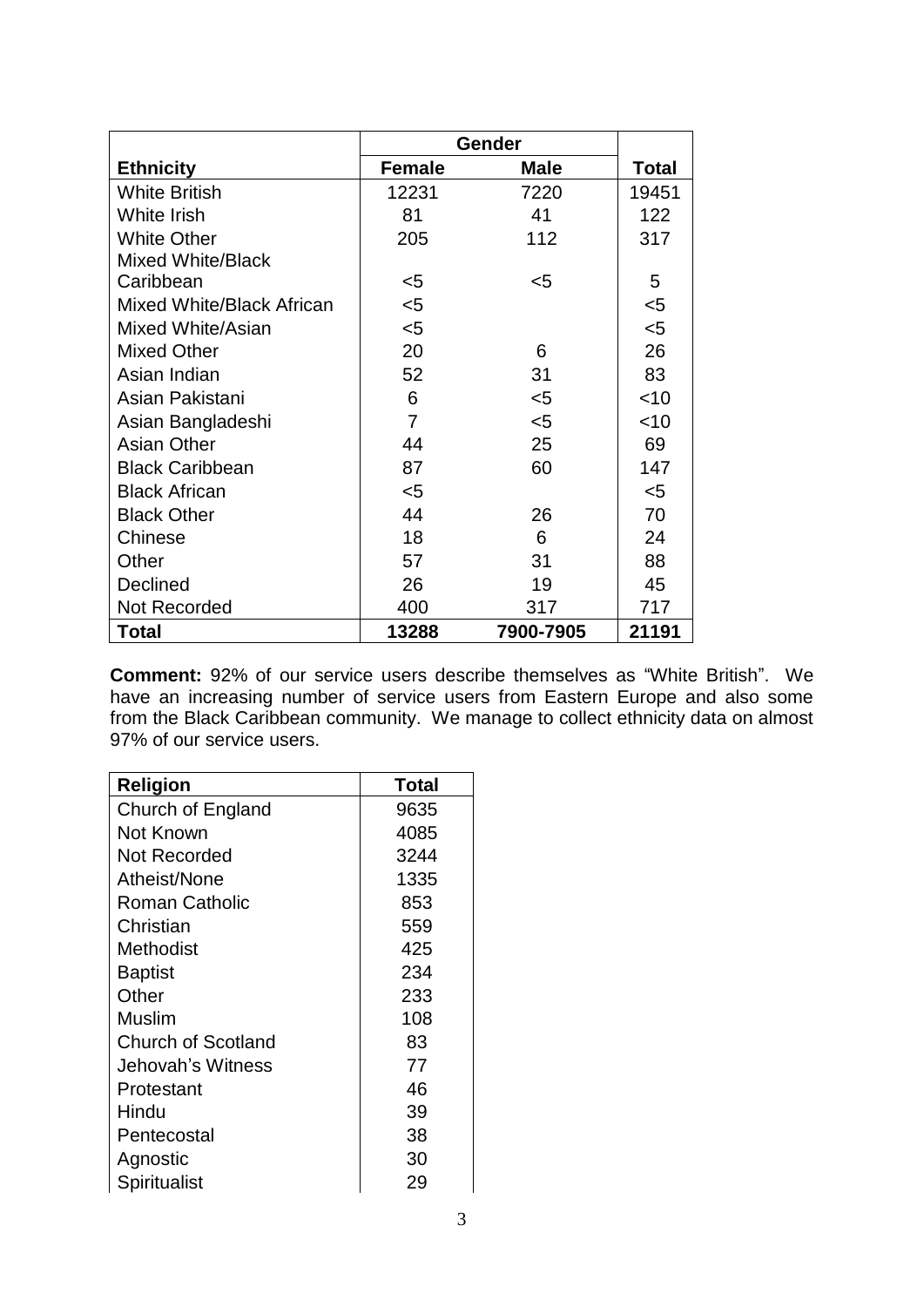| | Gender | | |
|---|---|---|---|
| **Ethnicity** | **Female** | **Male** | **Total** |
| White British | 12231 | 7220 | 19451 |
| White Irish | 81 | 41 | 122 |
| White Other | 205 | 112 | 317 |
| Mixed White/Black Caribbean | <5 | <5 | 5 |
| Mixed White/Black African | <5 | | <5 |
| Mixed White/Asian | <5 | | <5 |
| Mixed Other | 20 | 6 | 26 |
| Asian Indian | 52 | 31 | 83 |
| Asian Pakistani | 6 | <5 | <10 |
| Asian Bangladeshi | 7 | <5 | <10 |
| Asian Other | 44 | 25 | 69 |
| Black Caribbean | 87 | 60 | 147 |
| Black African | <5 | | <5 |
| Black Other | 44 | 26 | 70 |
| Chinese | 18 | 6 | 24 |
| Other | 57 | 31 | 88 |
| Declined | 26 | 19 | 45 |
| Not Recorded | 400 | 317 | 717 |
| **Total** | **13288** | **7900-7905** | **21191** |

**Comment:** 92% of our service users describe themselves as "White British". We have an increasing number of service users from Eastern Europe and also some from the Black Caribbean community. We manage to collect ethnicity data on almost 97% of our service users.

| **Religion** | **Total** |
|---|---|
| Church of England | 9635 |
| Not Known | 4085 |
| Not Recorded | 3244 |
| Atheist/None | 1335 |
| Roman Catholic | 853 |
| Christian | 559 |
| Methodist | 425 |
| Baptist | 234 |
| Other | 233 |
| Muslim | 108 |
| Church of Scotland | 83 |
| Jehovah's Witness | 77 |
| Protestant | 46 |
| Hindu | 39 |
| Pentecostal | 38 |
| Agnostic | 30 |
| Spiritualist | 29 |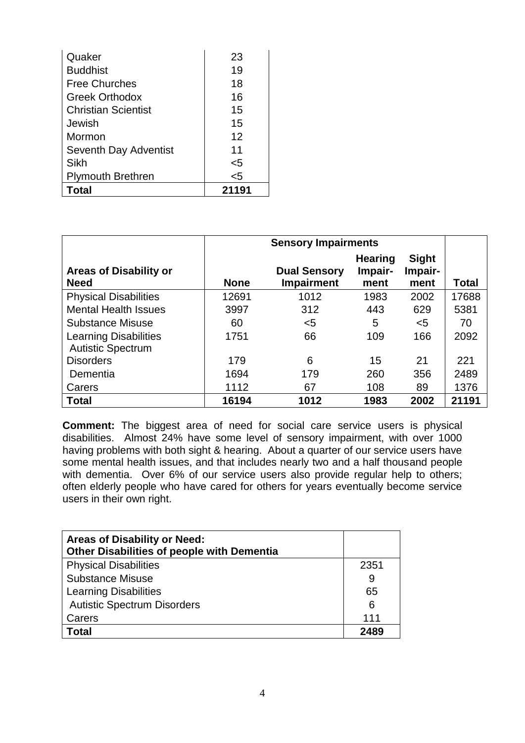| | |
|---|---|
| Quaker | 23 |
| Buddhist | 19 |
| Free Churches | 18 |
| Greek Orthodox | 16 |
| Christian Scientist | 15 |
| Jewish | 15 |
| Mormon | 12 |
| Seventh Day Adventist | 11 |
| Sikh | <5 |
| Plymouth Brethren | <5 |
| **Total** | **21191** |

| **Areas of Disability or Need** | **Sensory Impairments** | | | | **Total** |
|---|---|---|---|---|---|
| | **None** | **Dual Sensory Impairment** | **Hearing Impair-ment** | **Sight Impair-ment** | |
| Physical Disabilities | 12691 | 1012 | 1983 | 2002 | 17688 |
| Mental Health Issues | 3997 | 312 | 443 | 629 | 5381 |
| Substance Misuse | 60 | <5 | 5 | <5 | 70 |
| Learning Disabilities | 1751 | 66 | 109 | 166 | 2092 |
| Autistic Spectrum Disorders | 179 | 6 | 15 | 21 | 221 |
| Dementia | 1694 | 179 | 260 | 356 | 2489 |
| Carers | 1112 | 67 | 108 | 89 | 1376 |
| **Total** | **16194** | **1012** | **1983** | **2002** | **21191** |

**Comment:** The biggest area of need for social care service users is physical disabilities. Almost 24% have some level of sensory impairment, with over 1000 having problems with both sight & hearing. About a quarter of our service users have some mental health issues, and that includes nearly two and a half thousand people with dementia. Over 6% of our service users also provide regular help to others; often elderly people who have cared for others for years eventually become service users in their own right.

| **Areas of Disability or Need: Other Disabilities of people with Dementia** | |
|---|---|
| Physical Disabilities | 2351 |
| Substance Misuse | 9 |
| Learning Disabilities | 65 |
| Autistic Spectrum Disorders | 6 |
| Carers | 111 |
| **Total** | **2489** |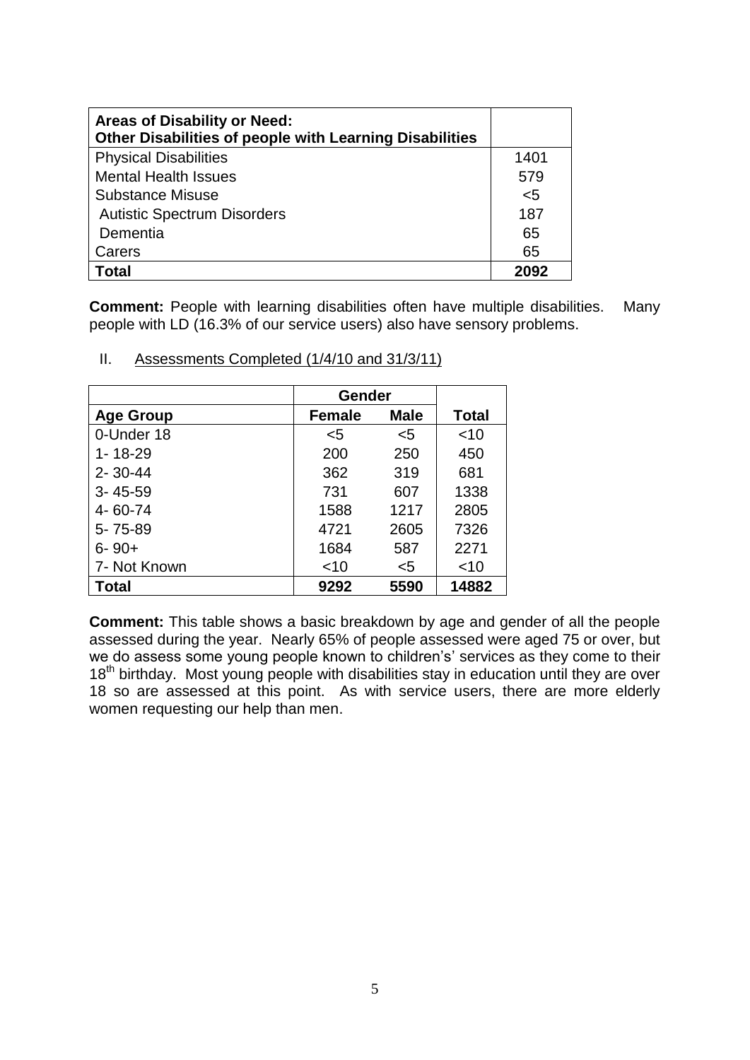| **Areas of Disability or Need: Other Disabilities of people with Learning Disabilities** | |
|---|---|
| Physical Disabilities | 1401 |
| Mental Health Issues | 579 |
| Substance Misuse | <5 |
| Autistic Spectrum Disorders | 187 |
| Dementia | 65 |
| Carers | 65 |
| **Total** | **2092** |

**Comment:** People with learning disabilities often have multiple disabilities. Many people with LD (16.3% of our service users) also have sensory problems.

II. Assessments Completed (1/4/10 and 31/3/11)

| | **Gender** | | |
|---|---|---|---|
| **Age Group** | **Female** | **Male** | **Total** |
| 0-Under 18 | <5 | <5 | <10 |
| 1- 18-29 | 200 | 250 | 450 |
| 2- 30-44 | 362 | 319 | 681 |
| 3- 45-59 | 731 | 607 | 1338 |
| 4- 60-74 | 1588 | 1217 | 2805 |
| 5- 75-89 | 4721 | 2605 | 7326 |
| 6- 90+ | 1684 | 587 | 2271 |
| 7- Not Known | <10 | <5 | <10 |
| **Total** | **9292** | **5590** | **14882** |

**Comment:** This table shows a basic breakdown by age and gender of all the people assessed during the year. Nearly 65% of people assessed were aged 75 or over, but we do assess some young people known to children's' services as they come to their 18th birthday. Most young people with disabilities stay in education until they are over 18 so are assessed at this point. As with service users, there are more elderly women requesting our help than men.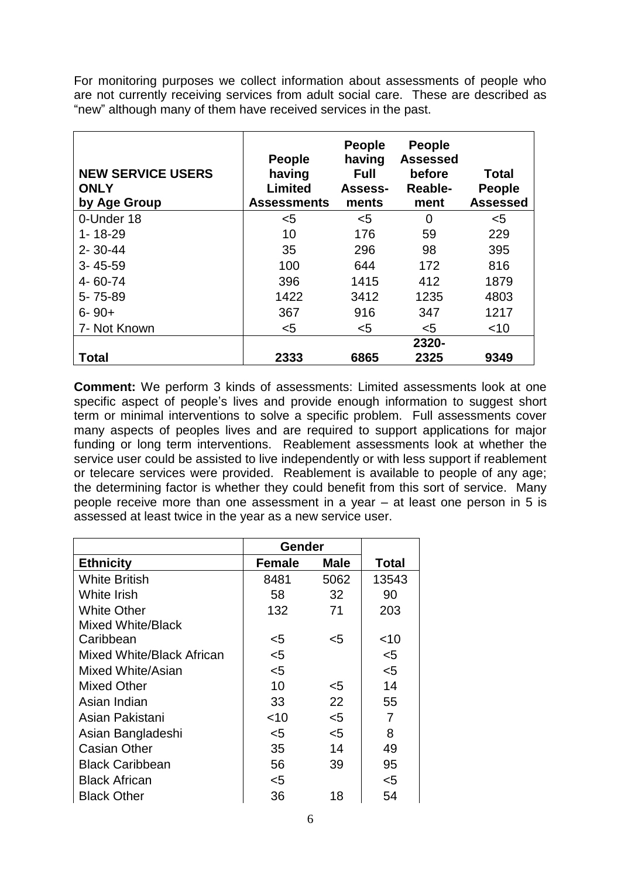For monitoring purposes we collect information about assessments of people who are not currently receiving services from adult social care. These are described as "new" although many of them have received services in the past.

| NEW SERVICE USERS ONLY by Age Group | People having Limited Assessments | People having Full Assess-ments | People Assessed before Reable-ment | Total People Assessed |
|---|---|---|---|---|
| 0-Under 18 | <5 | <5 | 0 | <5 |
| 1- 18-29 | 10 | 176 | 59 | 229 |
| 2- 30-44 | 35 | 296 | 98 | 395 |
| 3- 45-59 | 100 | 644 | 172 | 816 |
| 4- 60-74 | 396 | 1415 | 412 | 1879 |
| 5- 75-89 | 1422 | 3412 | 1235 | 4803 |
| 6- 90+ | 367 | 916 | 347 | 1217 |
| 7- Not Known | <5 | <5 | <5 | <10 |
| **Total** | **2333** | **6865** | **2320-2325** | **9349** |

**Comment:** We perform 3 kinds of assessments: Limited assessments look at one specific aspect of people's lives and provide enough information to suggest short term or minimal interventions to solve a specific problem. Full assessments cover many aspects of peoples lives and are required to support applications for major funding or long term interventions. Reablement assessments look at whether the service user could be assisted to live independently or with less support if reablement or telecare services were provided. Reablement is available to people of any age; the determining factor is whether they could benefit from this sort of service. Many people receive more than one assessment in a year – at least one person in 5 is assessed at least twice in the year as a new service user.

| | Gender | | |
|---|---|---|---|
| **Ethnicity** | **Female** | **Male** | **Total** |
| White British | 8481 | 5062 | 13543 |
| White Irish | 58 | 32 | 90 |
| White Other | 132 | 71 | 203 |
| Mixed White/Black Caribbean | <5 | <5 | <10 |
| Mixed White/Black African | <5 | | <5 |
| Mixed White/Asian | <5 | | <5 |
| Mixed Other | 10 | <5 | 14 |
| Asian Indian | 33 | 22 | 55 |
| Asian Pakistani | <10 | <5 | 7 |
| Asian Bangladeshi | <5 | <5 | 8 |
| Casian Other | 35 | 14 | 49 |
| Black Caribbean | 56 | 39 | 95 |
| Black African | <5 | | <5 |
| Black Other | 36 | 18 | 54 |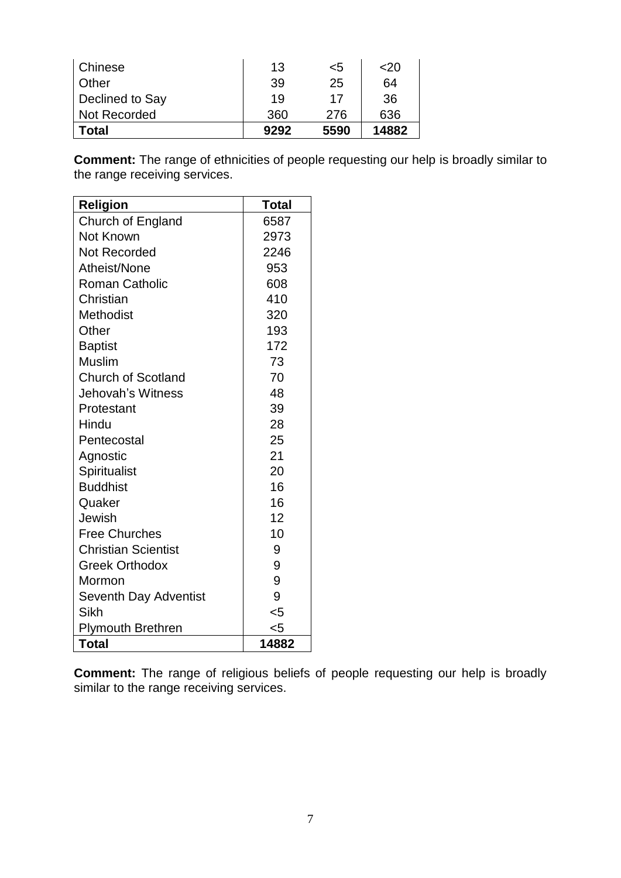| | | | |
|---|---|---|---|
| Chinese | 13 | <5 | <20 |
| Other | 39 | 25 | 64 |
| Declined to Say | 19 | 17 | 36 |
| Not Recorded | 360 | 276 | 636 |
| **Total** | **9292** | **5590** | **14882** |

**Comment:** The range of ethnicities of people requesting our help is broadly similar to the range receiving services.

| Religion | Total |
|---|---|
| Church of England | 6587 |
| Not Known | 2973 |
| Not Recorded | 2246 |
| Atheist/None | 953 |
| Roman Catholic | 608 |
| Christian | 410 |
| Methodist | 320 |
| Other | 193 |
| Baptist | 172 |
| Muslim | 73 |
| Church of Scotland | 70 |
| Jehovah's Witness | 48 |
| Protestant | 39 |
| Hindu | 28 |
| Pentecostal | 25 |
| Agnostic | 21 |
| Spiritualist | 20 |
| Buddhist | 16 |
| Quaker | 16 |
| Jewish | 12 |
| Free Churches | 10 |
| Christian Scientist | 9 |
| Greek Orthodox | 9 |
| Mormon | 9 |
| Seventh Day Adventist | 9 |
| Sikh | <5 |
| Plymouth Brethren | <5 |
| **Total** | **14882** |

**Comment:** The range of religious beliefs of people requesting our help is broadly similar to the range receiving services.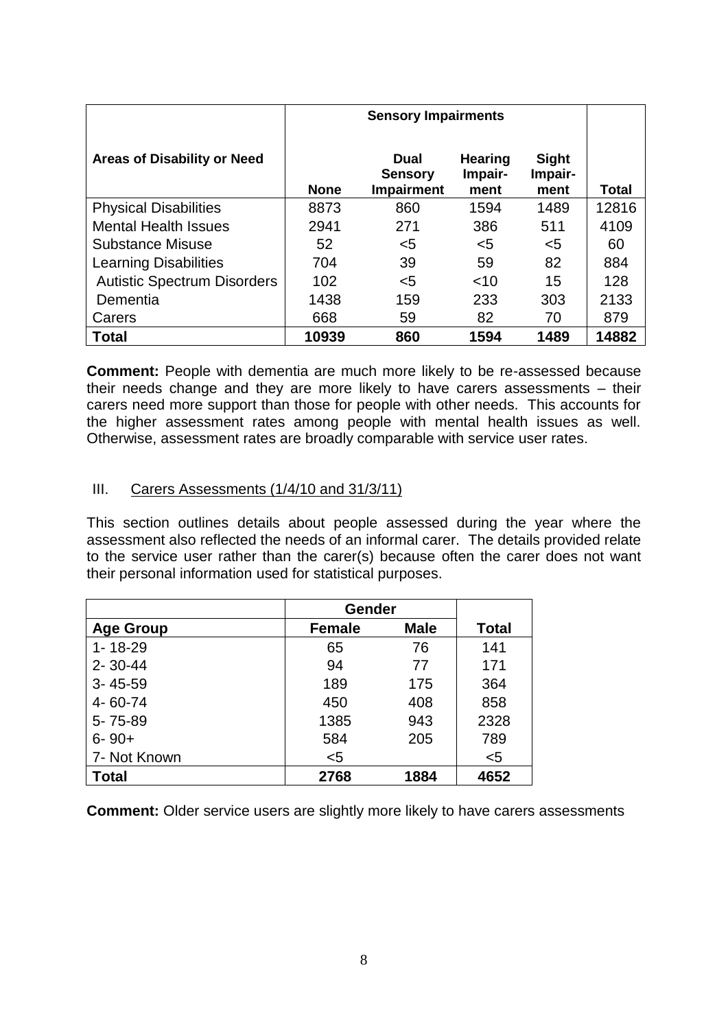| | Sensory Impairments | | | | |
|---|---|---|---|---|---|
| **Areas of Disability or Need** | **None** | **Dual Sensory Impairment** | **Hearing Impair-ment** | **Sight Impair-ment** | **Total** |
| Physical Disabilities | 8873 | 860 | 1594 | 1489 | 12816 |
| Mental Health Issues | 2941 | 271 | 386 | 511 | 4109 |
| Substance Misuse | 52 | <5 | <5 | <5 | 60 |
| Learning Disabilities | 704 | 39 | 59 | 82 | 884 |
| Autistic Spectrum Disorders | 102 | <5 | <10 | 15 | 128 |
| Dementia | 1438 | 159 | 233 | 303 | 2133 |
| Carers | 668 | 59 | 82 | 70 | 879 |
| **Total** | **10939** | **860** | **1594** | **1489** | **14882** |

**Comment:** People with dementia are much more likely to be re-assessed because their needs change and they are more likely to have carers assessments – their carers need more support than those for people with other needs. This accounts for the higher assessment rates among people with mental health issues as well. Otherwise, assessment rates are broadly comparable with service user rates.

### III. Carers Assessments (1/4/10 and 31/3/11)

This section outlines details about people assessed during the year where the assessment also reflected the needs of an informal carer. The details provided relate to the service user rather than the carer(s) because often the carer does not want their personal information used for statistical purposes.

| | Gender | | |
|---|---|---|---|
| **Age Group** | **Female** | **Male** | **Total** |
| 1- 18-29 | 65 | 76 | 141 |
| 2- 30-44 | 94 | 77 | 171 |
| 3- 45-59 | 189 | 175 | 364 |
| 4- 60-74 | 450 | 408 | 858 |
| 5- 75-89 | 1385 | 943 | 2328 |
| 6- 90+ | 584 | 205 | 789 |
| 7- Not Known | <5 | | <5 |
| **Total** | **2768** | **1884** | **4652** |

**Comment:** Older service users are slightly more likely to have carers assessments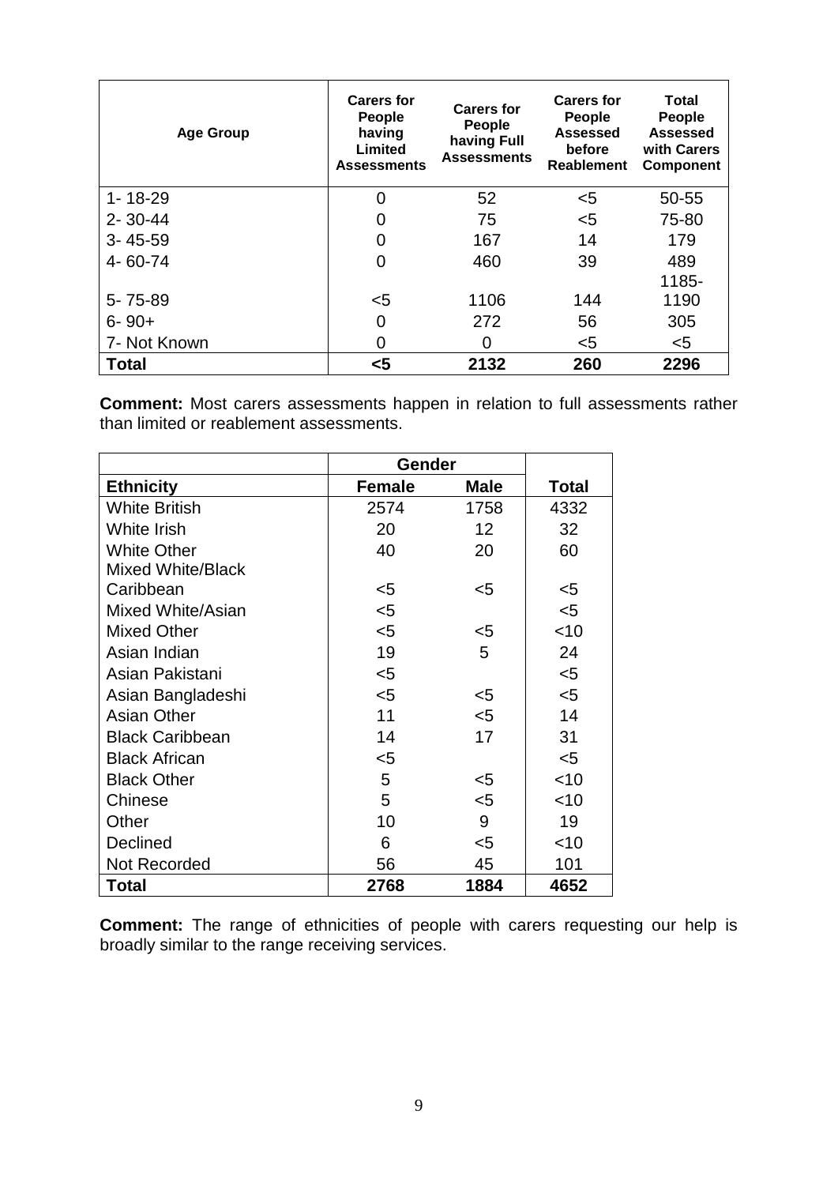| Age Group | Carers for People having Limited Assessments | Carers for People having Full Assessments | Carers for People Assessed before Reablement | Total People Assessed with Carers Component |
|---|---|---|---|---|
| 1- 18-29 | 0 | 52 | <5 | 50-55 |
| 2- 30-44 | 0 | 75 | <5 | 75-80 |
| 3- 45-59 | 0 | 167 | 14 | 179 |
| 4- 60-74 | 0 | 460 | 39 | 489 |
| 5- 75-89 | <5 | 1106 | 144 | 1185-1190 |
| 6- 90+ | 0 | 272 | 56 | 305 |
| 7- Not Known | 0 | 0 | <5 | <5 |
| **Total** | **<5** | **2132** | **260** | **2296** |

**Comment:** Most carers assessments happen in relation to full assessments rather than limited or reablement assessments.

| | Gender | | |
|---|---|---|---|
| **Ethnicity** | **Female** | **Male** | **Total** |
| White British | 2574 | 1758 | 4332 |
| White Irish | 20 | 12 | 32 |
| White Other | 40 | 20 | 60 |
| Mixed White/Black Caribbean | <5 | <5 | <5 |
| Mixed White/Asian | <5 | | <5 |
| Mixed Other | <5 | <5 | <10 |
| Asian Indian | 19 | 5 | 24 |
| Asian Pakistani | <5 | | <5 |
| Asian Bangladeshi | <5 | <5 | <5 |
| Asian Other | 11 | <5 | 14 |
| Black Caribbean | 14 | 17 | 31 |
| Black African | <5 | | <5 |
| Black Other | 5 | <5 | <10 |
| Chinese | 5 | <5 | <10 |
| Other | 10 | 9 | 19 |
| Declined | 6 | <5 | <10 |
| Not Recorded | 56 | 45 | 101 |
| **Total** | **2768** | **1884** | **4652** |

**Comment:** The range of ethnicities of people with carers requesting our help is broadly similar to the range receiving services.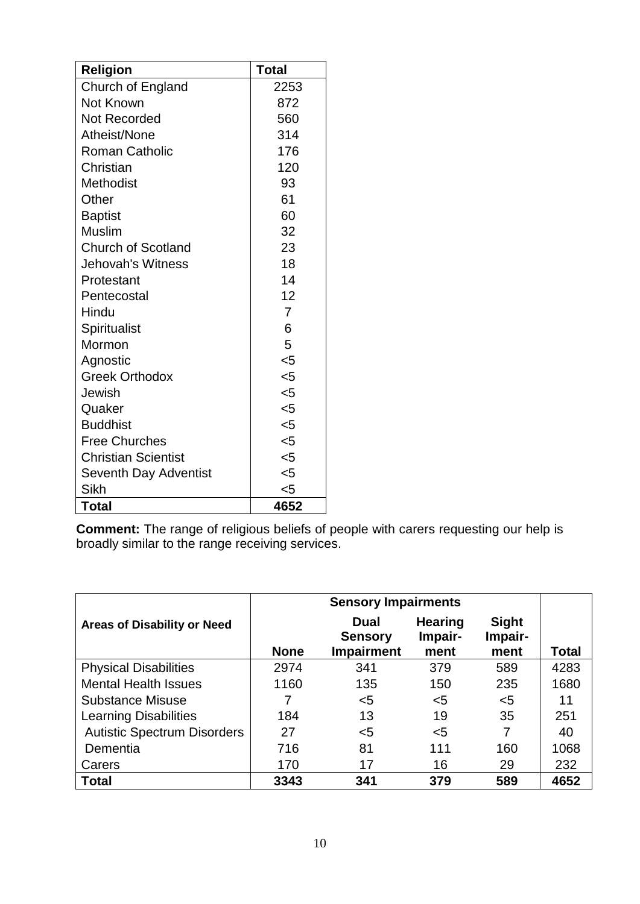| Religion | Total |
|---|---|
| Church of England | 2253 |
| Not Known | 872 |
| Not Recorded | 560 |
| Atheist/None | 314 |
| Roman Catholic | 176 |
| Christian | 120 |
| Methodist | 93 |
| Other | 61 |
| Baptist | 60 |
| Muslim | 32 |
| Church of Scotland | 23 |
| Jehovah's Witness | 18 |
| Protestant | 14 |
| Pentecostal | 12 |
| Hindu | 7 |
| Spiritualist | 6 |
| Mormon | 5 |
| Agnostic | <5 |
| Greek Orthodox | <5 |
| Jewish | <5 |
| Quaker | <5 |
| Buddhist | <5 |
| Free Churches | <5 |
| Christian Scientist | <5 |
| Seventh Day Adventist | <5 |
| Sikh | <5 |
| **Total** | **4652** |

**Comment:** The range of religious beliefs of people with carers requesting our help is broadly similar to the range receiving services.

| Areas of Disability or Need | Sensory Impairments | | | | |
|---|---|---|---|---|---|
| | **None** | **Dual Sensory Impairment** | **Hearing Impair-ment** | **Sight Impair-ment** | **Total** |
| Physical Disabilities | 2974 | 341 | 379 | 589 | 4283 |
| Mental Health Issues | 1160 | 135 | 150 | 235 | 1680 |
| Substance Misuse | 7 | <5 | <5 | <5 | 11 |
| Learning Disabilities | 184 | 13 | 19 | 35 | 251 |
| Autistic Spectrum Disorders | 27 | <5 | <5 | 7 | 40 |
| Dementia | 716 | 81 | 111 | 160 | 1068 |
| Carers | 170 | 17 | 16 | 29 | 232 |
| **Total** | **3343** | **341** | **379** | **589** | **4652** |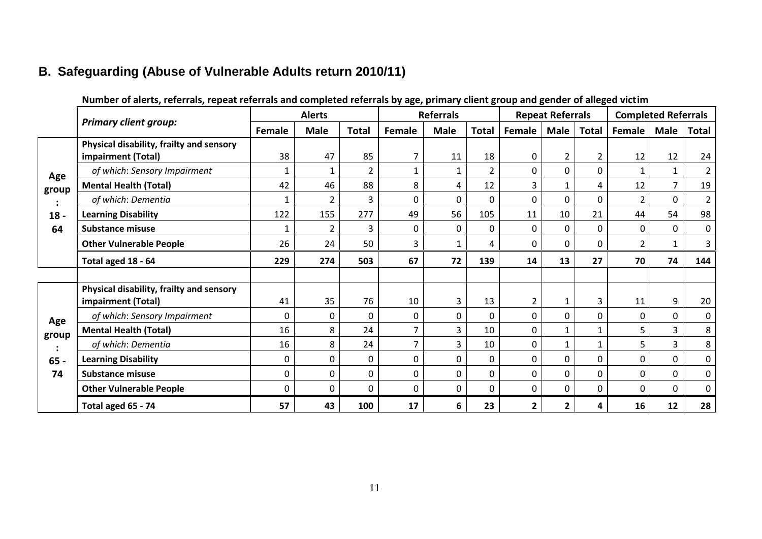## B. Safeguarding (Abuse of Vulnerable Adults return 2010/11)

**Number of alerts, referrals, repeat referrals and completed referrals by age, primary client group and gender of alleged victim**

| | *Primary client group:* | Alerts | | | Referrals | | | Repeat Referrals | | | Completed Referrals | | |
|---|---|---|---|---|---|---|---|---|---|---|---|---|---|
| | | Female | Male | Total | Female | Male | Total | Female | Male | Total | Female | Male | Total |
| Age group : 18 - 64 | **Physical disability, frailty and sensory impairment (Total)** | 38 | 47 | 85 | 7 | 11 | 18 | 0 | 2 | 2 | 12 | 12 | 24 |
| | *of which: Sensory Impairment* | 1 | 1 | 2 | 1 | 1 | 2 | 0 | 0 | 0 | 1 | 1 | 2 |
| | **Mental Health (Total)** | 42 | 46 | 88 | 8 | 4 | 12 | 3 | 1 | 4 | 12 | 7 | 19 |
| | *of which: Dementia* | 1 | 2 | 3 | 0 | 0 | 0 | 0 | 0 | 0 | 2 | 0 | 2 |
| | **Learning Disability** | 122 | 155 | 277 | 49 | 56 | 105 | 11 | 10 | 21 | 44 | 54 | 98 |
| | **Substance misuse** | 1 | 2 | 3 | 0 | 0 | 0 | 0 | 0 | 0 | 0 | 0 | 0 |
| | **Other Vulnerable People** | 26 | 24 | 50 | 3 | 1 | 4 | 0 | 0 | 0 | 2 | 1 | 3 |
| | **Total aged 18 - 64** | **229** | **274** | **503** | **67** | **72** | **139** | **14** | **13** | **27** | **70** | **74** | **144** |
| | | | | | | | | | | | | | |
| Age group : 65 - 74 | **Physical disability, frailty and sensory impairment (Total)** | 41 | 35 | 76 | 10 | 3 | 13 | 2 | 1 | 3 | 11 | 9 | 20 |
| | *of which: Sensory Impairment* | 0 | 0 | 0 | 0 | 0 | 0 | 0 | 0 | 0 | 0 | 0 | 0 |
| | **Mental Health (Total)** | 16 | 8 | 24 | 7 | 3 | 10 | 0 | 1 | 1 | 5 | 3 | 8 |
| | *of which: Dementia* | 16 | 8 | 24 | 7 | 3 | 10 | 0 | 1 | 1 | 5 | 3 | 8 |
| | **Learning Disability** | 0 | 0 | 0 | 0 | 0 | 0 | 0 | 0 | 0 | 0 | 0 | 0 |
| | **Substance misuse** | 0 | 0 | 0 | 0 | 0 | 0 | 0 | 0 | 0 | 0 | 0 | 0 |
| | **Other Vulnerable People** | 0 | 0 | 0 | 0 | 0 | 0 | 0 | 0 | 0 | 0 | 0 | 0 |
| | **Total aged 65 - 74** | **57** | **43** | **100** | **17** | **6** | **23** | **2** | **2** | **4** | **16** | **12** | **28** |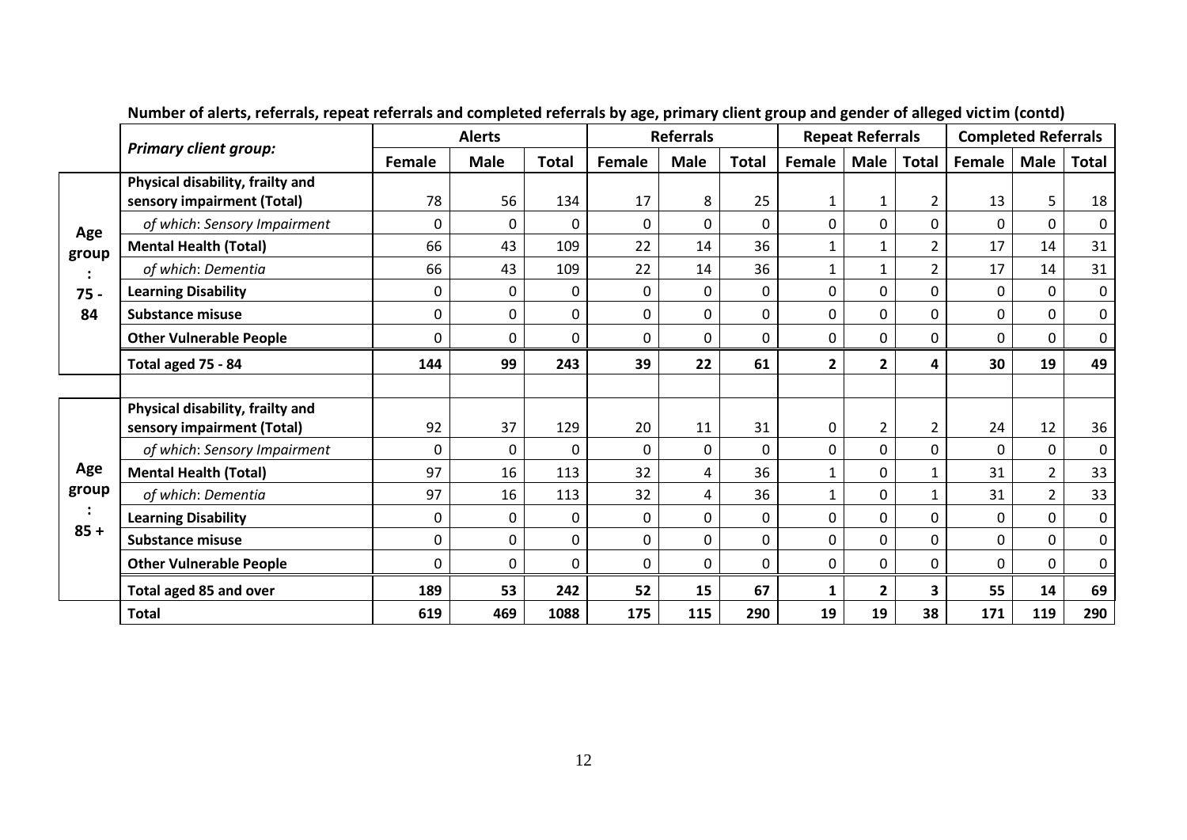**Number of alerts, referrals, repeat referrals and completed referrals by age, primary client group and gender of alleged victim (contd)**

| | Primary client group: | Alerts | | | Referrals | | | Repeat Referrals | | | Completed Referrals | | |
|---|---|---|---|---|---|---|---|---|---|---|---|---|---|
| | | Female | Male | Total | Female | Male | Total | Female | Male | Total | Female | Male | Total |
| Age group : 75 - 84 | **Physical disability, frailty and sensory impairment (Total)** | 78 | 56 | 134 | 17 | 8 | 25 | 1 | 1 | 2 | 13 | 5 | 18 |
| | *of which: Sensory Impairment* | 0 | 0 | 0 | 0 | 0 | 0 | 0 | 0 | 0 | 0 | 0 | 0 |
| | **Mental Health (Total)** | 66 | 43 | 109 | 22 | 14 | 36 | 1 | 1 | 2 | 17 | 14 | 31 |
| | *of which: Dementia* | 66 | 43 | 109 | 22 | 14 | 36 | 1 | 1 | 2 | 17 | 14 | 31 |
| | **Learning Disability** | 0 | 0 | 0 | 0 | 0 | 0 | 0 | 0 | 0 | 0 | 0 | 0 |
| | **Substance misuse** | 0 | 0 | 0 | 0 | 0 | 0 | 0 | 0 | 0 | 0 | 0 | 0 |
| | **Other Vulnerable People** | 0 | 0 | 0 | 0 | 0 | 0 | 0 | 0 | 0 | 0 | 0 | 0 |
| | **Total aged 75 - 84** | **144** | **99** | **243** | **39** | **22** | **61** | **2** | **2** | **4** | **30** | **19** | **49** |
| | | | | | | | | | | | | | |
| Age group : 85 + | **Physical disability, frailty and sensory impairment (Total)** | 92 | 37 | 129 | 20 | 11 | 31 | 0 | 2 | 2 | 24 | 12 | 36 |
| | *of which: Sensory Impairment* | 0 | 0 | 0 | 0 | 0 | 0 | 0 | 0 | 0 | 0 | 0 | 0 |
| | **Mental Health (Total)** | 97 | 16 | 113 | 32 | 4 | 36 | 1 | 0 | 1 | 31 | 2 | 33 |
| | *of which: Dementia* | 97 | 16 | 113 | 32 | 4 | 36 | 1 | 0 | 1 | 31 | 2 | 33 |
| | **Learning Disability** | 0 | 0 | 0 | 0 | 0 | 0 | 0 | 0 | 0 | 0 | 0 | 0 |
| | **Substance misuse** | 0 | 0 | 0 | 0 | 0 | 0 | 0 | 0 | 0 | 0 | 0 | 0 |
| | **Other Vulnerable People** | 0 | 0 | 0 | 0 | 0 | 0 | 0 | 0 | 0 | 0 | 0 | 0 |
| | **Total aged 85 and over** | **189** | **53** | **242** | **52** | **15** | **67** | **1** | **2** | **3** | **55** | **14** | **69** |
| | **Total** | **619** | **469** | **1088** | **175** | **115** | **290** | **19** | **19** | **38** | **171** | **119** | **290** |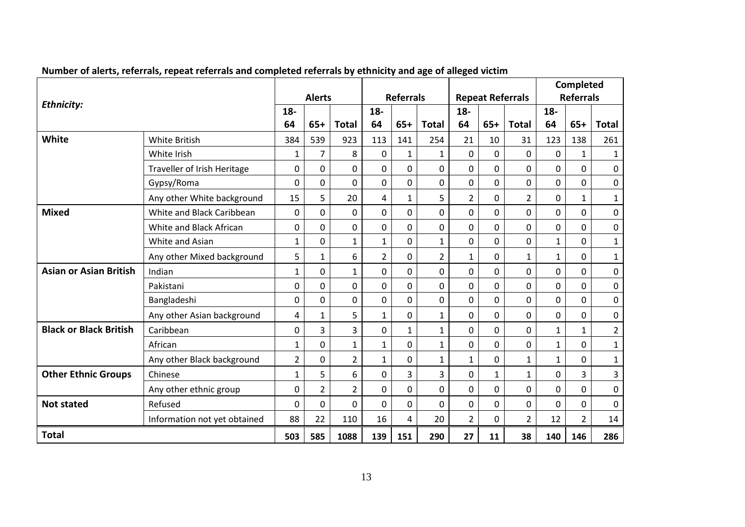**Number of alerts, referrals, repeat referrals and completed referrals by ethnicity and age of alleged victim**

| *Ethnicity:* | | Alerts | | | Referrals | | | Repeat Referrals | | | Completed Referrals | | |
|---|---|---|---|---|---|---|---|---|---|---|---|---|---|
| | | 18-64 | 65+ | Total | 18-64 | 65+ | Total | 18-64 | 65+ | Total | 18-64 | 65+ | Total |
| **White** | White British | 384 | 539 | 923 | 113 | 141 | 254 | 21 | 10 | 31 | 123 | 138 | 261 |
| | White Irish | 1 | 7 | 8 | 0 | 1 | 1 | 0 | 0 | 0 | 0 | 1 | 1 |
| | Traveller of Irish Heritage | 0 | 0 | 0 | 0 | 0 | 0 | 0 | 0 | 0 | 0 | 0 | 0 |
| | Gypsy/Roma | 0 | 0 | 0 | 0 | 0 | 0 | 0 | 0 | 0 | 0 | 0 | 0 |
| | Any other White background | 15 | 5 | 20 | 4 | 1 | 5 | 2 | 0 | 2 | 0 | 1 | 1 |
| **Mixed** | White and Black Caribbean | 0 | 0 | 0 | 0 | 0 | 0 | 0 | 0 | 0 | 0 | 0 | 0 |
| | White and Black African | 0 | 0 | 0 | 0 | 0 | 0 | 0 | 0 | 0 | 0 | 0 | 0 |
| | White and Asian | 1 | 0 | 1 | 1 | 0 | 1 | 0 | 0 | 0 | 1 | 0 | 1 |
| | Any other Mixed background | 5 | 1 | 6 | 2 | 0 | 2 | 1 | 0 | 1 | 1 | 0 | 1 |
| **Asian or Asian British** | Indian | 1 | 0 | 1 | 0 | 0 | 0 | 0 | 0 | 0 | 0 | 0 | 0 |
| | Pakistani | 0 | 0 | 0 | 0 | 0 | 0 | 0 | 0 | 0 | 0 | 0 | 0 |
| | Bangladeshi | 0 | 0 | 0 | 0 | 0 | 0 | 0 | 0 | 0 | 0 | 0 | 0 |
| | Any other Asian background | 4 | 1 | 5 | 1 | 0 | 1 | 0 | 0 | 0 | 0 | 0 | 0 |
| **Black or Black British** | Caribbean | 0 | 3 | 3 | 0 | 1 | 1 | 0 | 0 | 0 | 1 | 1 | 2 |
| | African | 1 | 0 | 1 | 1 | 0 | 1 | 0 | 0 | 0 | 1 | 0 | 1 |
| | Any other Black background | 2 | 0 | 2 | 1 | 0 | 1 | 1 | 0 | 1 | 1 | 0 | 1 |
| **Other Ethnic Groups** | Chinese | 1 | 5 | 6 | 0 | 3 | 3 | 0 | 1 | 1 | 0 | 3 | 3 |
| | Any other ethnic group | 0 | 2 | 2 | 0 | 0 | 0 | 0 | 0 | 0 | 0 | 0 | 0 |
| **Not stated** | Refused | 0 | 0 | 0 | 0 | 0 | 0 | 0 | 0 | 0 | 0 | 0 | 0 |
| | Information not yet obtained | 88 | 22 | 110 | 16 | 4 | 20 | 2 | 0 | 2 | 12 | 2 | 14 |
| **Total** | | **503** | **585** | **1088** | **139** | **151** | **290** | **27** | **11** | **38** | **140** | **146** | **286** |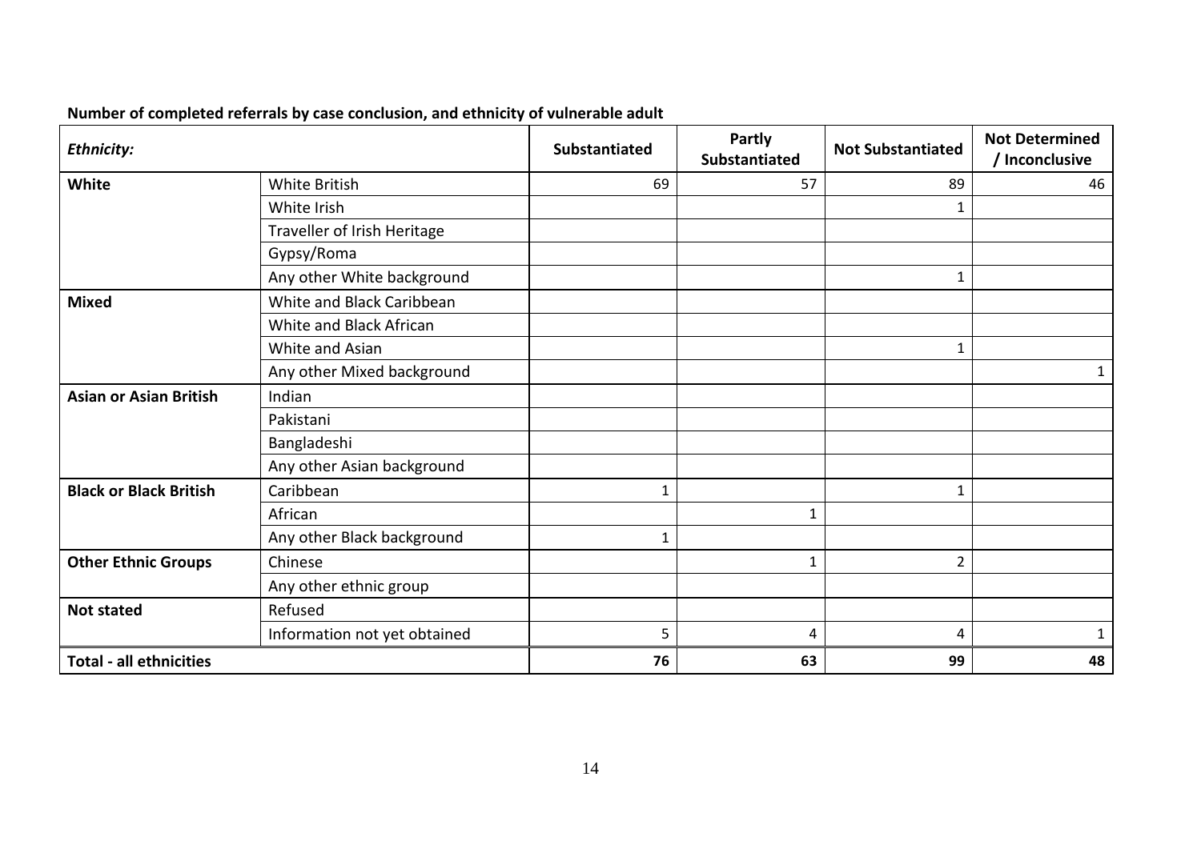**Number of completed referrals by case conclusion, and ethnicity of vulnerable adult**

| *Ethnicity:* | | Substantiated | Partly Substantiated | Not Substantiated | Not Determined / Inconclusive |
|---|---|---|---|---|---|
| **White** | White British | 69 | 57 | 89 | 46 |
| | White Irish | | | 1 | |
| | Traveller of Irish Heritage | | | | |
| | Gypsy/Roma | | | | |
| | Any other White background | | | 1 | |
| **Mixed** | White and Black Caribbean | | | | |
| | White and Black African | | | | |
| | White and Asian | | | 1 | |
| | Any other Mixed background | | | | 1 |
| **Asian or Asian British** | Indian | | | | |
| | Pakistani | | | | |
| | Bangladeshi | | | | |
| | Any other Asian background | | | | |
| **Black or Black British** | Caribbean | 1 | | 1 | |
| | African | | 1 | | |
| | Any other Black background | 1 | | | |
| **Other Ethnic Groups** | Chinese | | 1 | 2 | |
| | Any other ethnic group | | | | |
| **Not stated** | Refused | | | | |
| | Information not yet obtained | 5 | 4 | 4 | 1 |
| **Total - all ethnicities** | | **76** | **63** | **99** | **48** |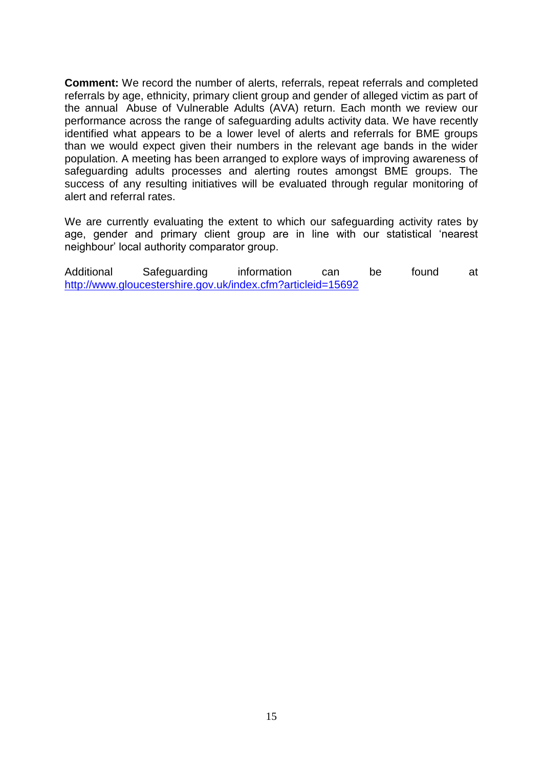**Comment:** We record the number of alerts, referrals, repeat referrals and completed referrals by age, ethnicity, primary client group and gender of alleged victim as part of the annual Abuse of Vulnerable Adults (AVA) return. Each month we review our performance across the range of safeguarding adults activity data. We have recently identified what appears to be a lower level of alerts and referrals for BME groups than we would expect given their numbers in the relevant age bands in the wider population. A meeting has been arranged to explore ways of improving awareness of safeguarding adults processes and alerting routes amongst BME groups. The success of any resulting initiatives will be evaluated through regular monitoring of alert and referral rates.

We are currently evaluating the extent to which our safeguarding activity rates by age, gender and primary client group are in line with our statistical 'nearest neighbour' local authority comparator group.

Additional Safeguarding information can be found at http://www.gloucestershire.gov.uk/index.cfm?articleid=15692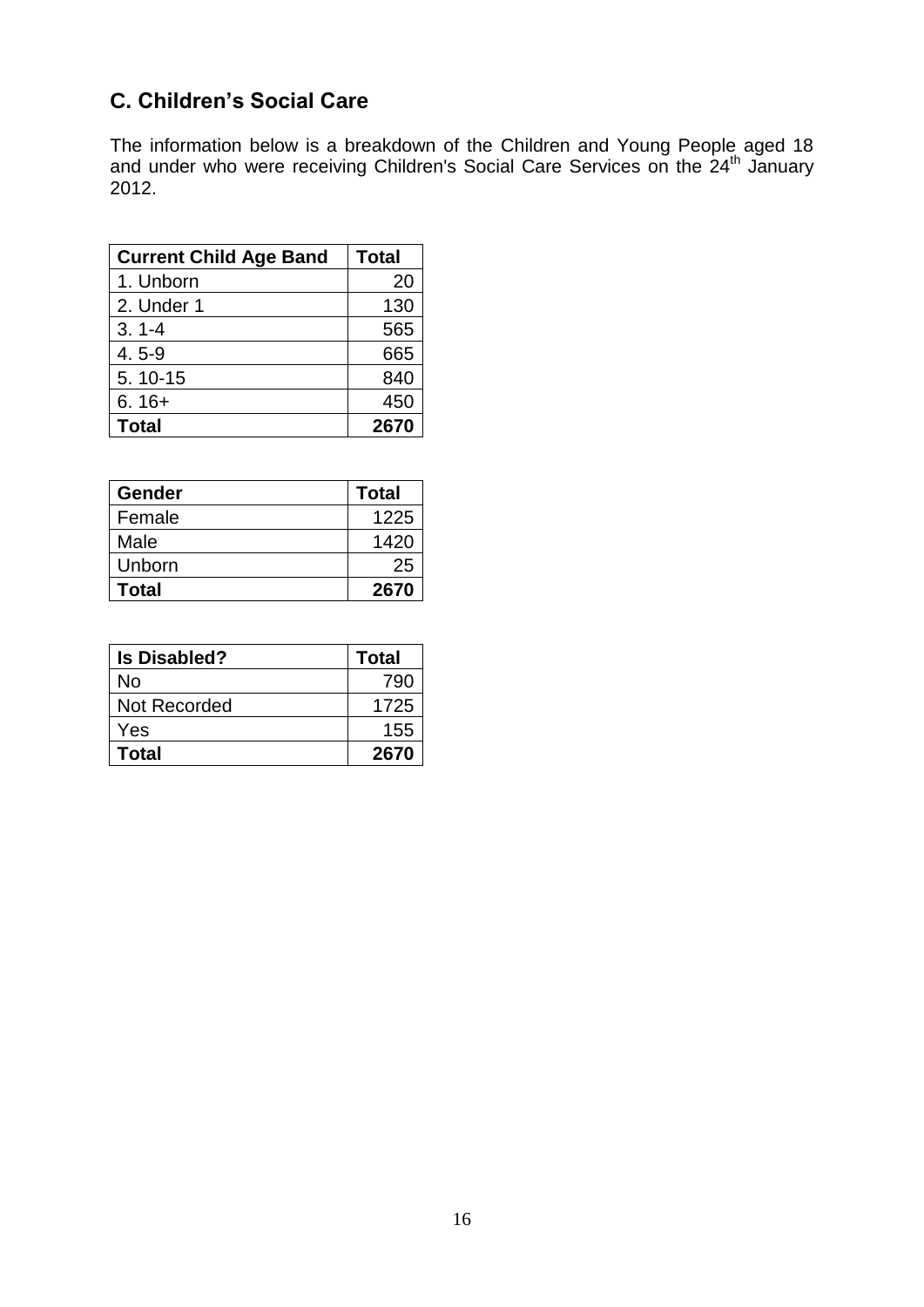## C. Children's Social Care

The information below is a breakdown of the Children and Young People aged 18 and under who were receiving Children's Social Care Services on the 24th January 2012.

| Current Child Age Band | Total |
|---|---|
| 1. Unborn | 20 |
| 2. Under 1 | 130 |
| 3. 1-4 | 565 |
| 4. 5-9 | 665 |
| 5. 10-15 | 840 |
| 6. 16+ | 450 |
| **Total** | **2670** |

| Gender | Total |
|---|---|
| Female | 1225 |
| Male | 1420 |
| Unborn | 25 |
| **Total** | **2670** |

| Is Disabled? | Total |
|---|---|
| No | 790 |
| Not Recorded | 1725 |
| Yes | 155 |
| **Total** | **2670** |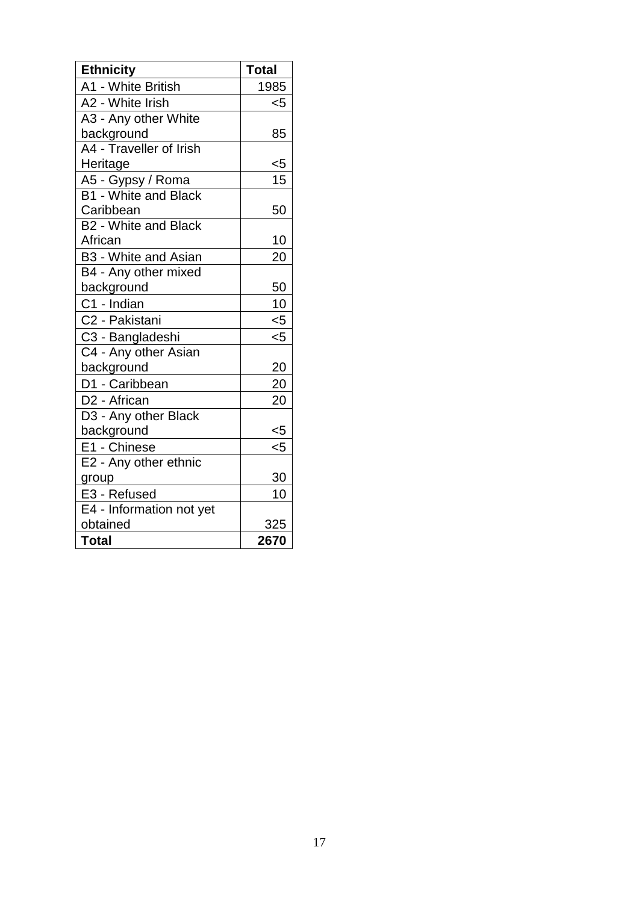| Ethnicity | Total |
|---|---|
| A1 - White British | 1985 |
| A2 - White Irish | <5 |
| A3 - Any other White background | 85 |
| A4 - Traveller of Irish Heritage | <5 |
| A5 - Gypsy / Roma | 15 |
| B1 - White and Black Caribbean | 50 |
| B2 - White and Black African | 10 |
| B3 - White and Asian | 20 |
| B4 - Any other mixed background | 50 |
| C1 - Indian | 10 |
| C2 - Pakistani | <5 |
| C3 - Bangladeshi | <5 |
| C4 - Any other Asian background | 20 |
| D1 - Caribbean | 20 |
| D2 - African | 20 |
| D3 - Any other Black background | <5 |
| E1 - Chinese | <5 |
| E2 - Any other ethnic group | 30 |
| E3 - Refused | 10 |
| E4 - Information not yet obtained | 325 |
| **Total** | **2670** |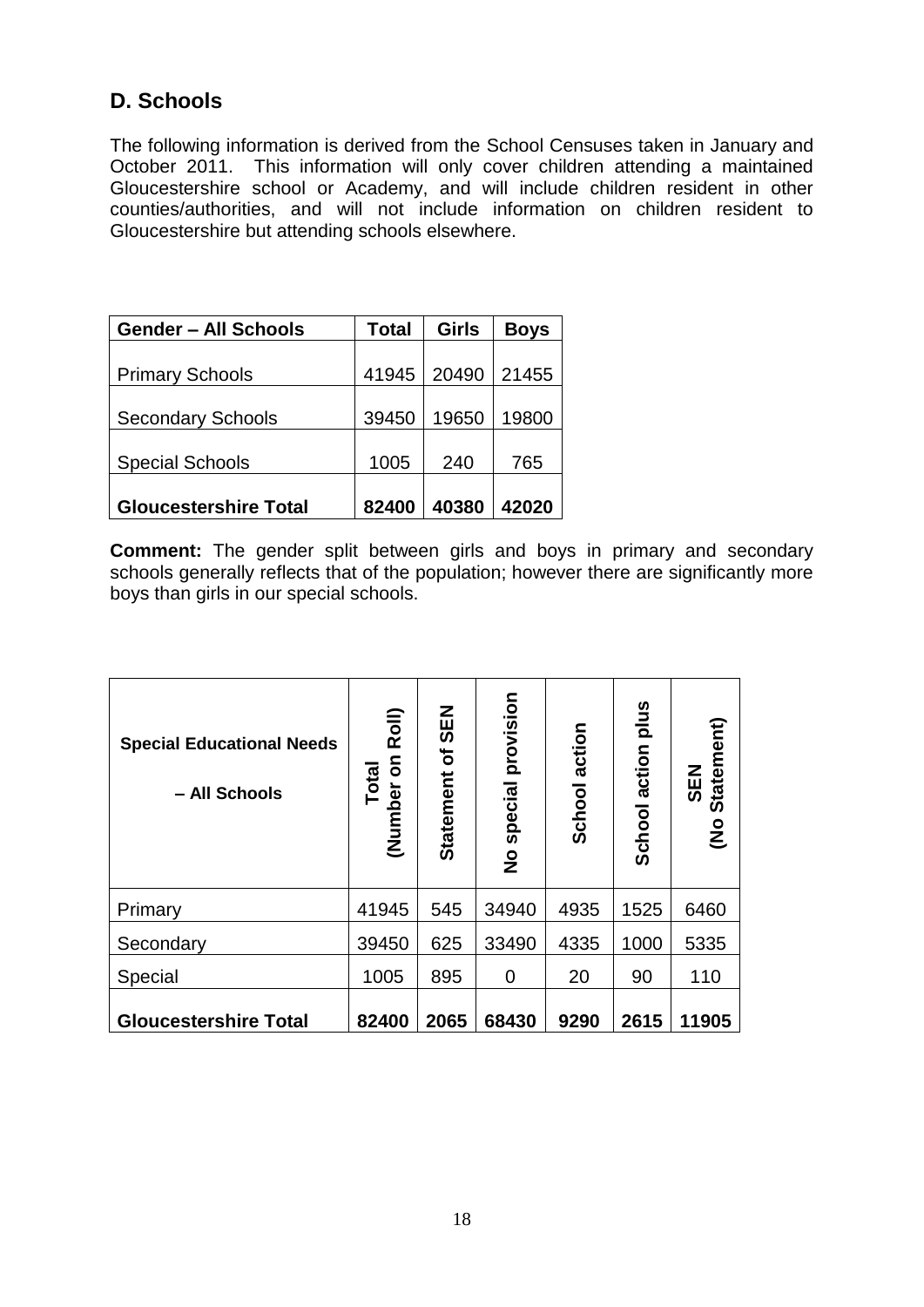## D. Schools

The following information is derived from the School Censuses taken in January and October 2011. This information will only cover children attending a maintained Gloucestershire school or Academy, and will include children resident in other counties/authorities, and will not include information on children resident to Gloucestershire but attending schools elsewhere.

| Gender – All Schools | Total | Girls | Boys |
|---|---|---|---|
| Primary Schools | 41945 | 20490 | 21455 |
| Secondary Schools | 39450 | 19650 | 19800 |
| Special Schools | 1005 | 240 | 765 |
| **Gloucestershire Total** | **82400** | **40380** | **42020** |

**Comment:** The gender split between girls and boys in primary and secondary schools generally reflects that of the population; however there are significantly more boys than girls in our special schools.

| Special Educational Needs – All Schools | Total (Number on Roll) | Statement of SEN | No special provision | School action | School action plus | SEN (No Statement) |
|---|---|---|---|---|---|---|
| Primary | 41945 | 545 | 34940 | 4935 | 1525 | 6460 |
| Secondary | 39450 | 625 | 33490 | 4335 | 1000 | 5335 |
| Special | 1005 | 895 | 0 | 20 | 90 | 110 |
| **Gloucestershire Total** | **82400** | **2065** | **68430** | **9290** | **2615** | **11905** |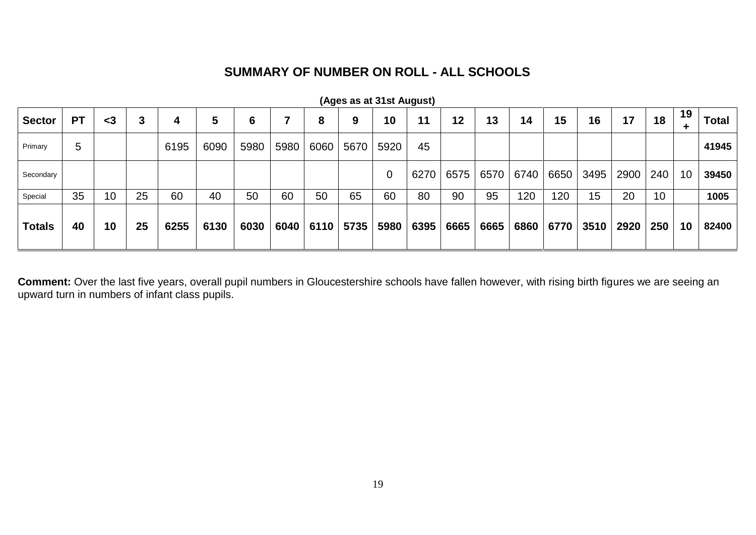## SUMMARY OF NUMBER ON ROLL - ALL SCHOOLS

**(Ages as at 31st August)**

| Sector | PT | <3 | 3 | 4 | 5 | 6 | 7 | 8 | 9 | 10 | 11 | 12 | 13 | 14 | 15 | 16 | 17 | 18 | 19 + | Total |
|---|---|---|---|---|---|---|---|---|---|---|---|---|---|---|---|---|---|---|---|---|
| Primary | 5 | | | 6195 | 6090 | 5980 | 5980 | 6060 | 5670 | 5920 | 45 | | | | | | | | | **41945** |
| Secondary | | | | | | | | | | 0 | 6270 | 6575 | 6570 | 6740 | 6650 | 3495 | 2900 | 240 | 10 | **39450** |
| Special | 35 | 10 | 25 | 60 | 40 | 50 | 60 | 50 | 65 | 60 | 80 | 90 | 95 | 120 | 120 | 15 | 20 | 10 | | **1005** |
| **Totals** | **40** | **10** | **25** | **6255** | **6130** | **6030** | **6040** | **6110** | **5735** | **5980** | **6395** | **6665** | **6665** | **6860** | **6770** | **3510** | **2920** | **250** | **10** | **82400** |

**Comment:** Over the last five years, overall pupil numbers in Gloucestershire schools have fallen however, with rising birth figures we are seeing an upward turn in numbers of infant class pupils.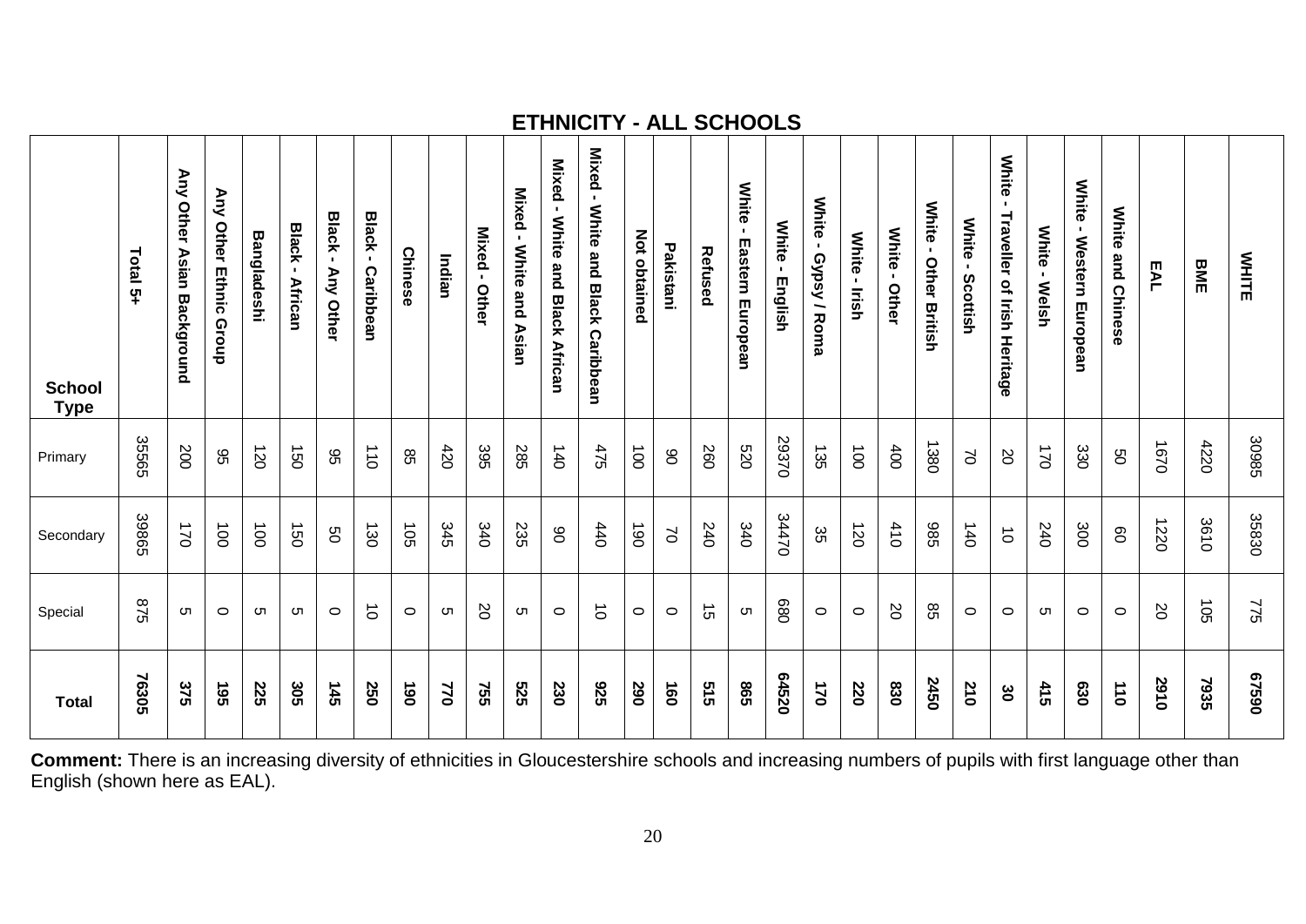## ETHNICITY - ALL SCHOOLS

| School Type | Total 5+ | Any Other Asian Background | Any Other Ethnic Group | Bangladeshi | Black - African | Black - Any Other | Black - Caribbean | Chinese | Indian | Mixed - Other | Mixed - White and Asian | Mixed - White and Black African | Mixed - White and Black Caribbean | Not obtained | Pakistani | Refused | White - Eastern European | White - English | White - Gypsy / Roma | White - Irish | White - Other | White - Other British | White - Scottish | White - Traveller of Irish Heritage | White - Welsh | White - Western European | White and Chinese | EAL | BME | WHITE |
|---|---|---|---|---|---|---|---|---|---|---|---|---|---|---|---|---|---|---|---|---|---|---|---|---|---|---|---|---|---|---|
| Primary | 35565 | 200 | 95 | 120 | 150 | 95 | 110 | 85 | 420 | 395 | 285 | 140 | 475 | 100 | 90 | 260 | 520 | 29370 | 135 | 100 | 400 | 1380 | 70 | 20 | 170 | 330 | 50 | 1670 | 4220 | 30985 |
| Secondary | 39865 | 170 | 100 | 100 | 150 | 50 | 130 | 105 | 345 | 340 | 235 | 90 | 440 | 190 | 70 | 240 | 340 | 34470 | 35 | 120 | 410 | 985 | 140 | 10 | 240 | 300 | 60 | 1220 | 3610 | 35830 |
| Special | 875 | 5 | 0 | 5 | 5 | 0 | 10 | 0 | 5 | 20 | 5 | 0 | 10 | 0 | 0 | 15 | 5 | 680 | 0 | 0 | 20 | 85 | 0 | 0 | 5 | 0 | 0 | 20 | 105 | 775 |
| **Total** | **76305** | **375** | **195** | **225** | **305** | **145** | **250** | **190** | **770** | **755** | **525** | **230** | **925** | **290** | **160** | **515** | **865** | **64520** | **170** | **220** | **830** | **2450** | **210** | **30** | **415** | **630** | **110** | **2910** | **7935** | **67590** |

**Comment:** There is an increasing diversity of ethnicities in Gloucestershire schools and increasing numbers of pupils with first language other than English (shown here as EAL).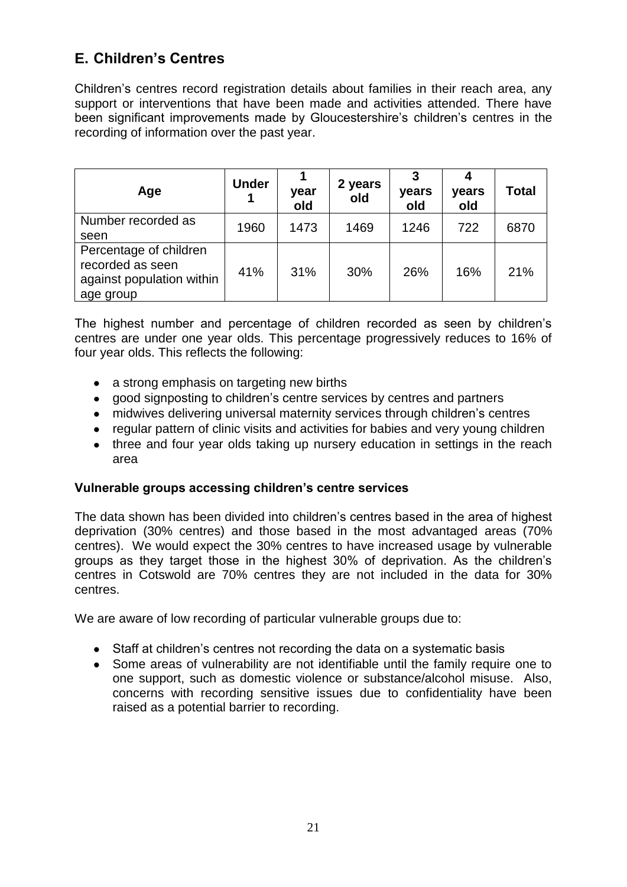## E. Children's Centres

Children's centres record registration details about families in their reach area, any support or interventions that have been made and activities attended. There have been significant improvements made by Gloucestershire's children's centres in the recording of information over the past year.

| Age | Under 1 | 1 year old | 2 years old | 3 years old | 4 years old | Total |
|---|---|---|---|---|---|---|
| Number recorded as seen | 1960 | 1473 | 1469 | 1246 | 722 | 6870 |
| Percentage of children recorded as seen against population within age group | 41% | 31% | 30% | 26% | 16% | 21% |

The highest number and percentage of children recorded as seen by children's centres are under one year olds. This percentage progressively reduces to 16% of four year olds. This reflects the following:

- a strong emphasis on targeting new births
- good signposting to children's centre services by centres and partners
- midwives delivering universal maternity services through children's centres
- regular pattern of clinic visits and activities for babies and very young children
- three and four year olds taking up nursery education in settings in the reach area

### Vulnerable groups accessing children's centre services

The data shown has been divided into children's centres based in the area of highest deprivation (30% centres) and those based in the most advantaged areas (70% centres). We would expect the 30% centres to have increased usage by vulnerable groups as they target those in the highest 30% of deprivation. As the children's centres in Cotswold are 70% centres they are not included in the data for 30% centres.

We are aware of low recording of particular vulnerable groups due to:

- Staff at children's centres not recording the data on a systematic basis
- Some areas of vulnerability are not identifiable until the family require one to one support, such as domestic violence or substance/alcohol misuse. Also, concerns with recording sensitive issues due to confidentiality have been raised as a potential barrier to recording.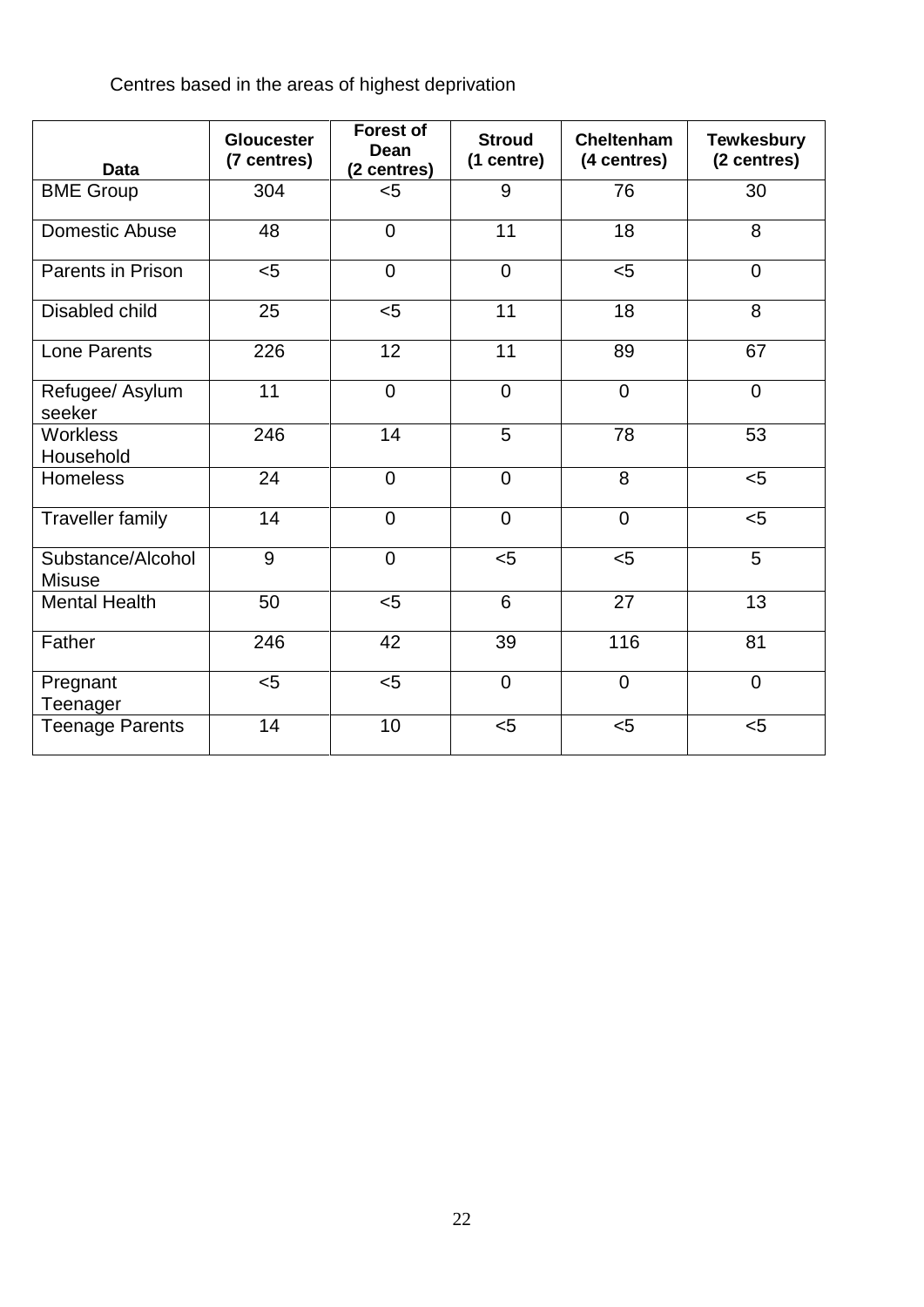Centres based in the areas of highest deprivation

| Data | Gloucester (7 centres) | Forest of Dean (2 centres) | Stroud (1 centre) | Cheltenham (4 centres) | Tewkesbury (2 centres) |
|---|---|---|---|---|---|
| BME Group | 304 | <5 | 9 | 76 | 30 |
| Domestic Abuse | 48 | 0 | 11 | 18 | 8 |
| Parents in Prison | <5 | 0 | 0 | <5 | 0 |
| Disabled child | 25 | <5 | 11 | 18 | 8 |
| Lone Parents | 226 | 12 | 11 | 89 | 67 |
| Refugee/ Asylum seeker | 11 | 0 | 0 | 0 | 0 |
| Workless Household | 246 | 14 | 5 | 78 | 53 |
| Homeless | 24 | 0 | 0 | 8 | <5 |
| Traveller family | 14 | 0 | 0 | 0 | <5 |
| Substance/Alcohol Misuse | 9 | 0 | <5 | <5 | 5 |
| Mental Health | 50 | <5 | 6 | 27 | 13 |
| Father | 246 | 42 | 39 | 116 | 81 |
| Pregnant Teenager | <5 | <5 | 0 | 0 | 0 |
| Teenage Parents | 14 | 10 | <5 | <5 | <5 |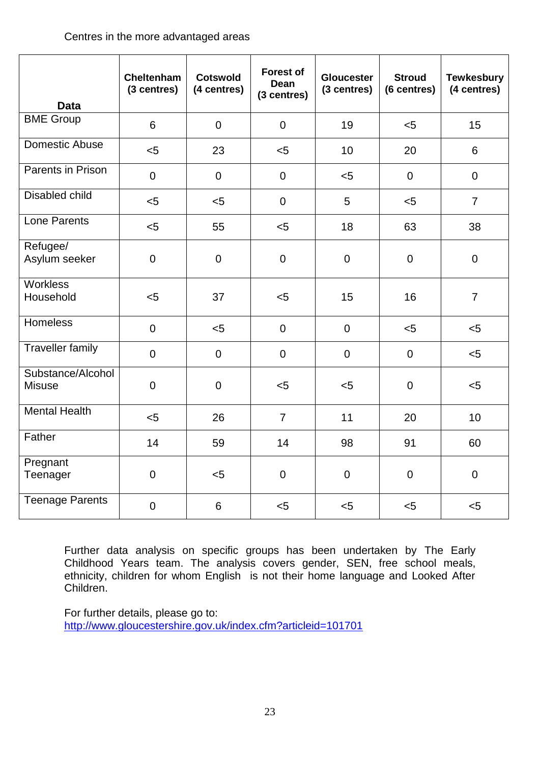Centres in the more advantaged areas

| Data | Cheltenham (3 centres) | Cotswold (4 centres) | Forest of Dean (3 centres) | Gloucester (3 centres) | Stroud (6 centres) | Tewkesbury (4 centres) |
|---|---|---|---|---|---|---|
| BME Group | 6 | 0 | 0 | 19 | <5 | 15 |
| Domestic Abuse | <5 | 23 | <5 | 10 | 20 | 6 |
| Parents in Prison | 0 | 0 | 0 | <5 | 0 | 0 |
| Disabled child | <5 | <5 | 0 | 5 | <5 | 7 |
| Lone Parents | <5 | 55 | <5 | 18 | 63 | 38 |
| Refugee/ Asylum seeker | 0 | 0 | 0 | 0 | 0 | 0 |
| Workless Household | <5 | 37 | <5 | 15 | 16 | 7 |
| Homeless | 0 | <5 | 0 | 0 | <5 | <5 |
| Traveller family | 0 | 0 | 0 | 0 | 0 | <5 |
| Substance/Alcohol Misuse | 0 | 0 | <5 | <5 | 0 | <5 |
| Mental Health | <5 | 26 | 7 | 11 | 20 | 10 |
| Father | 14 | 59 | 14 | 98 | 91 | 60 |
| Pregnant Teenager | 0 | <5 | 0 | 0 | 0 | 0 |
| Teenage Parents | 0 | 6 | <5 | <5 | <5 | <5 |

Further data analysis on specific groups has been undertaken by The Early Childhood Years team. The analysis covers gender, SEN, free school meals, ethnicity, children for whom English is not their home language and Looked After Children.

For further details, please go to:
http://www.gloucestershire.gov.uk/index.cfm?articleid=101701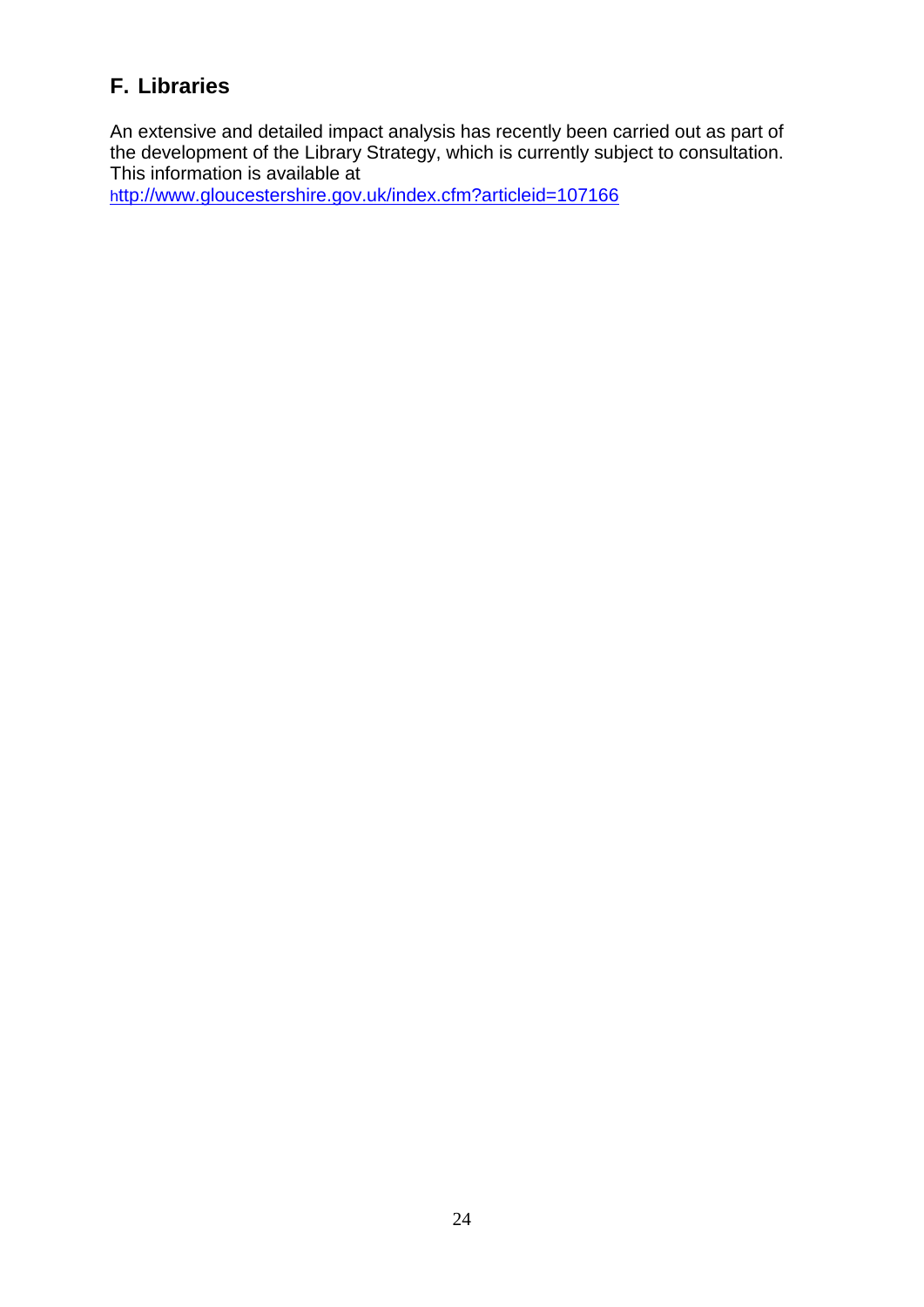## F. Libraries

An extensive and detailed impact analysis has recently been carried out as part of the development of the Library Strategy, which is currently subject to consultation. This information is available at
http://www.gloucestershire.gov.uk/index.cfm?articleid=107166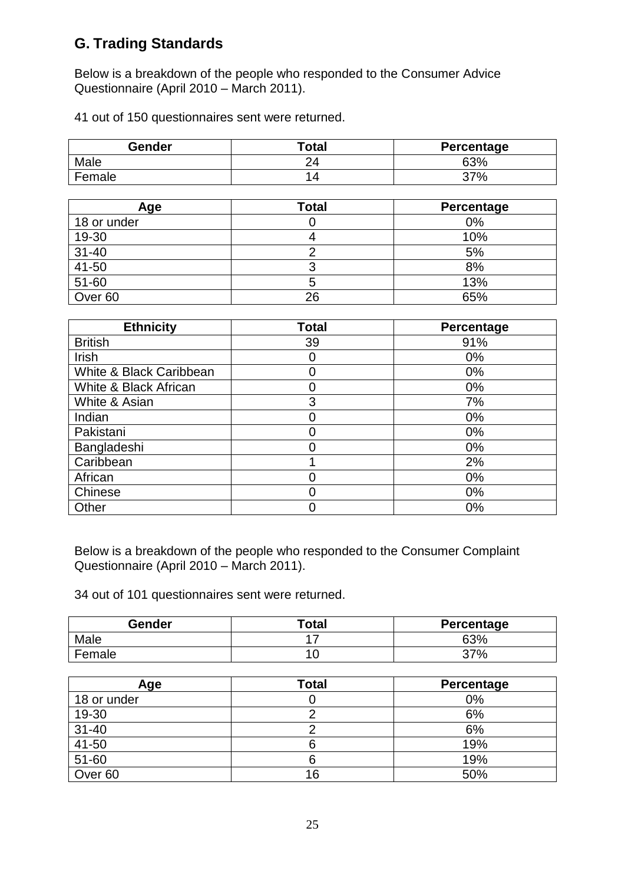## G. Trading Standards

Below is a breakdown of the people who responded to the Consumer Advice Questionnaire (April 2010 – March 2011).

41 out of 150 questionnaires sent were returned.

| Gender | Total | Percentage |
|---|---|---|
| Male | 24 | 63% |
| Female | 14 | 37% |

| Age | Total | Percentage |
|---|---|---|
| 18 or under | 0 | 0% |
| 19-30 | 4 | 10% |
| 31-40 | 2 | 5% |
| 41-50 | 3 | 8% |
| 51-60 | 5 | 13% |
| Over 60 | 26 | 65% |

| Ethnicity | Total | Percentage |
|---|---|---|
| British | 39 | 91% |
| Irish | 0 | 0% |
| White & Black Caribbean | 0 | 0% |
| White & Black African | 0 | 0% |
| White & Asian | 3 | 7% |
| Indian | 0 | 0% |
| Pakistani | 0 | 0% |
| Bangladeshi | 0 | 0% |
| Caribbean | 1 | 2% |
| African | 0 | 0% |
| Chinese | 0 | 0% |
| Other | 0 | 0% |

Below is a breakdown of the people who responded to the Consumer Complaint Questionnaire (April 2010 – March 2011).

34 out of 101 questionnaires sent were returned.

| Gender | Total | Percentage |
|---|---|---|
| Male | 17 | 63% |
| Female | 10 | 37% |

| Age | Total | Percentage |
|---|---|---|
| 18 or under | 0 | 0% |
| 19-30 | 2 | 6% |
| 31-40 | 2 | 6% |
| 41-50 | 6 | 19% |
| 51-60 | 6 | 19% |
| Over 60 | 16 | 50% |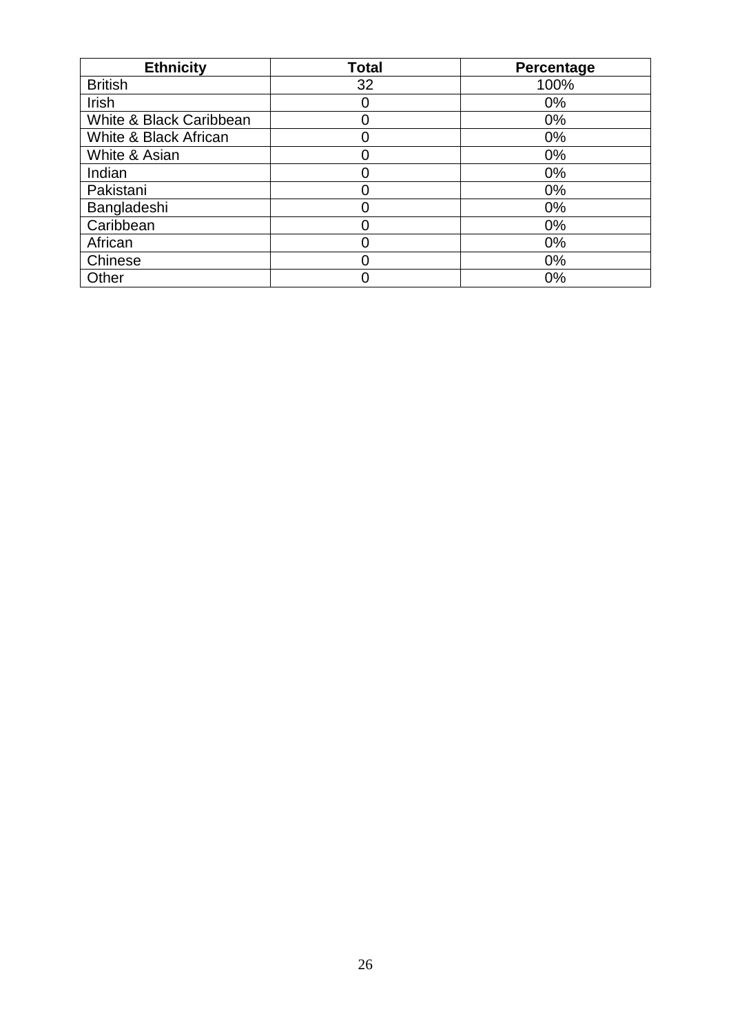| Ethnicity | Total | Percentage |
| --- | --- | --- |
| British | 32 | 100% |
| Irish | 0 | 0% |
| White & Black Caribbean | 0 | 0% |
| White & Black African | 0 | 0% |
| White & Asian | 0 | 0% |
| Indian | 0 | 0% |
| Pakistani | 0 | 0% |
| Bangladeshi | 0 | 0% |
| Caribbean | 0 | 0% |
| African | 0 | 0% |
| Chinese | 0 | 0% |
| Other | 0 | 0% |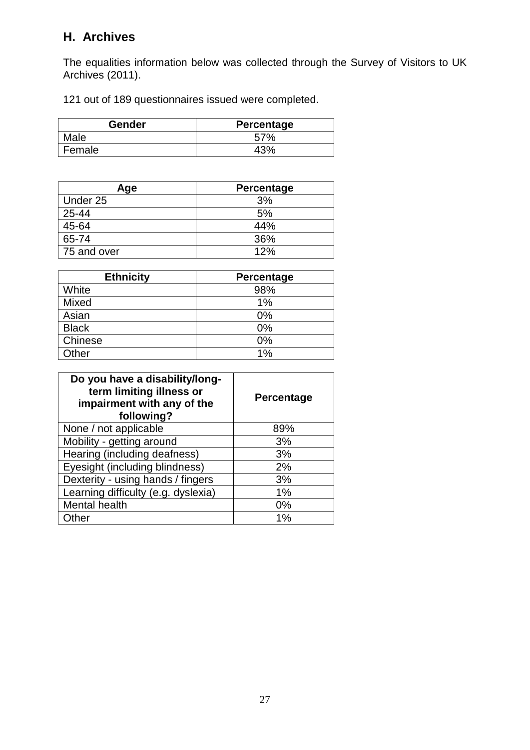## H. Archives

The equalities information below was collected through the Survey of Visitors to UK Archives (2011).

121 out of 189 questionnaires issued were completed.

| Gender | Percentage |
|---|---|
| Male | 57% |
| Female | 43% |

| Age | Percentage |
|---|---|
| Under 25 | 3% |
| 25-44 | 5% |
| 45-64 | 44% |
| 65-74 | 36% |
| 75 and over | 12% |

| Ethnicity | Percentage |
|---|---|
| White | 98% |
| Mixed | 1% |
| Asian | 0% |
| Black | 0% |
| Chinese | 0% |
| Other | 1% |

| Do you have a disability/long-term limiting illness or impairment with any of the following? | Percentage |
|---|---|
| None / not applicable | 89% |
| Mobility - getting around | 3% |
| Hearing (including deafness) | 3% |
| Eyesight (including blindness) | 2% |
| Dexterity - using hands / fingers | 3% |
| Learning difficulty (e.g. dyslexia) | 1% |
| Mental health | 0% |
| Other | 1% |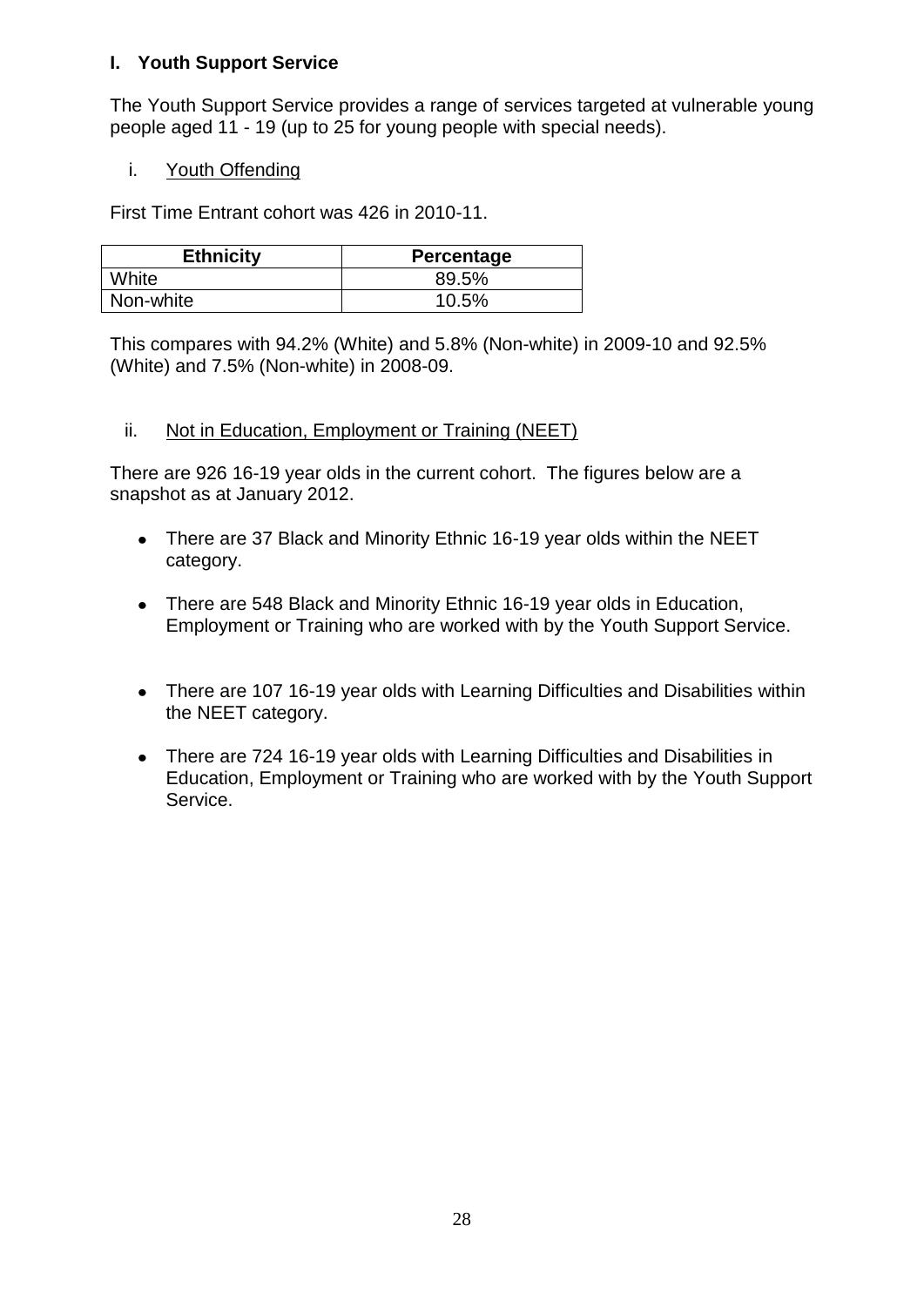## I. Youth Support Service

The Youth Support Service provides a range of services targeted at vulnerable young people aged 11 - 19 (up to 25 for young people with special needs).

### i. Youth Offending

First Time Entrant cohort was 426 in 2010-11.

| Ethnicity | Percentage |
|---|---|
| White | 89.5% |
| Non-white | 10.5% |

This compares with 94.2% (White) and 5.8% (Non-white) in 2009-10 and 92.5% (White) and 7.5% (Non-white) in 2008-09.

### ii. Not in Education, Employment or Training (NEET)

There are 926 16-19 year olds in the current cohort. The figures below are a snapshot as at January 2012.

- There are 37 Black and Minority Ethnic 16-19 year olds within the NEET category.
- There are 548 Black and Minority Ethnic 16-19 year olds in Education, Employment or Training who are worked with by the Youth Support Service.
- There are 107 16-19 year olds with Learning Difficulties and Disabilities within the NEET category.
- There are 724 16-19 year olds with Learning Difficulties and Disabilities in Education, Employment or Training who are worked with by the Youth Support Service.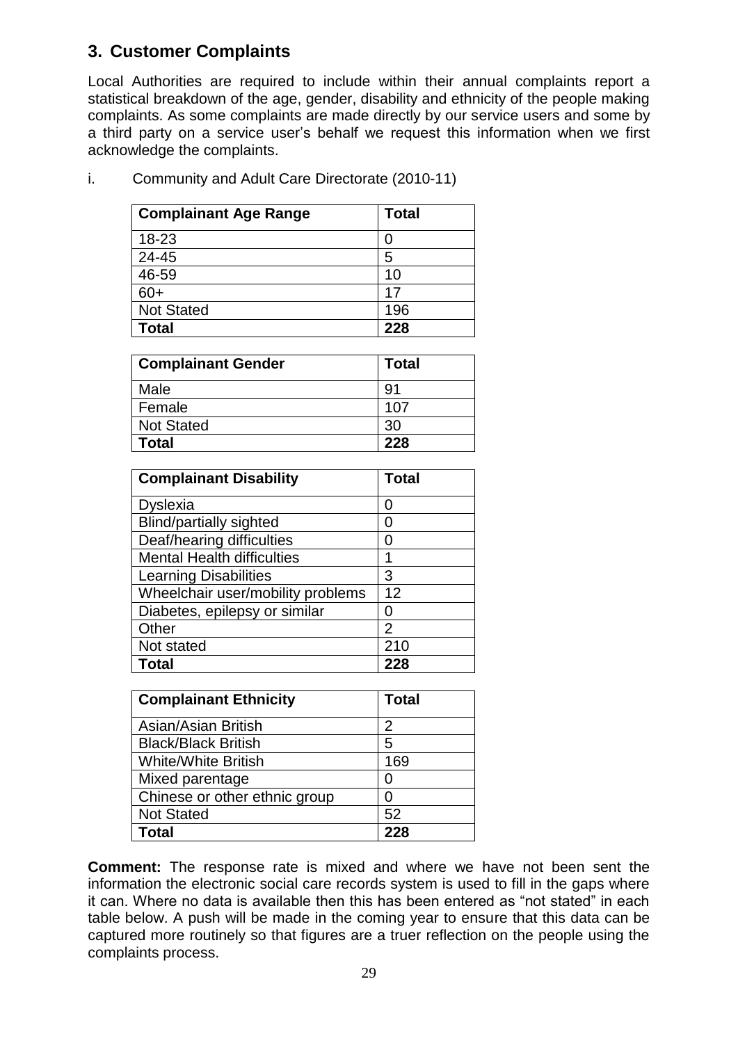## 3. Customer Complaints

Local Authorities are required to include within their annual complaints report a statistical breakdown of the age, gender, disability and ethnicity of the people making complaints. As some complaints are made directly by our service users and some by a third party on a service user's behalf we request this information when we first acknowledge the complaints.

i. Community and Adult Care Directorate (2010-11)

| Complainant Age Range | Total |
|---|---|
| 18-23 | 0 |
| 24-45 | 5 |
| 46-59 | 10 |
| 60+ | 17 |
| Not Stated | 196 |
| **Total** | **228** |

| Complainant Gender | Total |
|---|---|
| Male | 91 |
| Female | 107 |
| Not Stated | 30 |
| **Total** | **228** |

| Complainant Disability | Total |
|---|---|
| Dyslexia | 0 |
| Blind/partially sighted | 0 |
| Deaf/hearing difficulties | 0 |
| Mental Health difficulties | 1 |
| Learning Disabilities | 3 |
| Wheelchair user/mobility problems | 12 |
| Diabetes, epilepsy or similar | 0 |
| Other | 2 |
| Not stated | 210 |
| **Total** | **228** |

| Complainant Ethnicity | Total |
|---|---|
| Asian/Asian British | 2 |
| Black/Black British | 5 |
| White/White British | 169 |
| Mixed parentage | 0 |
| Chinese or other ethnic group | 0 |
| Not Stated | 52 |
| **Total** | **228** |

**Comment:** The response rate is mixed and where we have not been sent the information the electronic social care records system is used to fill in the gaps where it can. Where no data is available then this has been entered as "not stated" in each table below. A push will be made in the coming year to ensure that this data can be captured more routinely so that figures are a truer reflection on the people using the complaints process.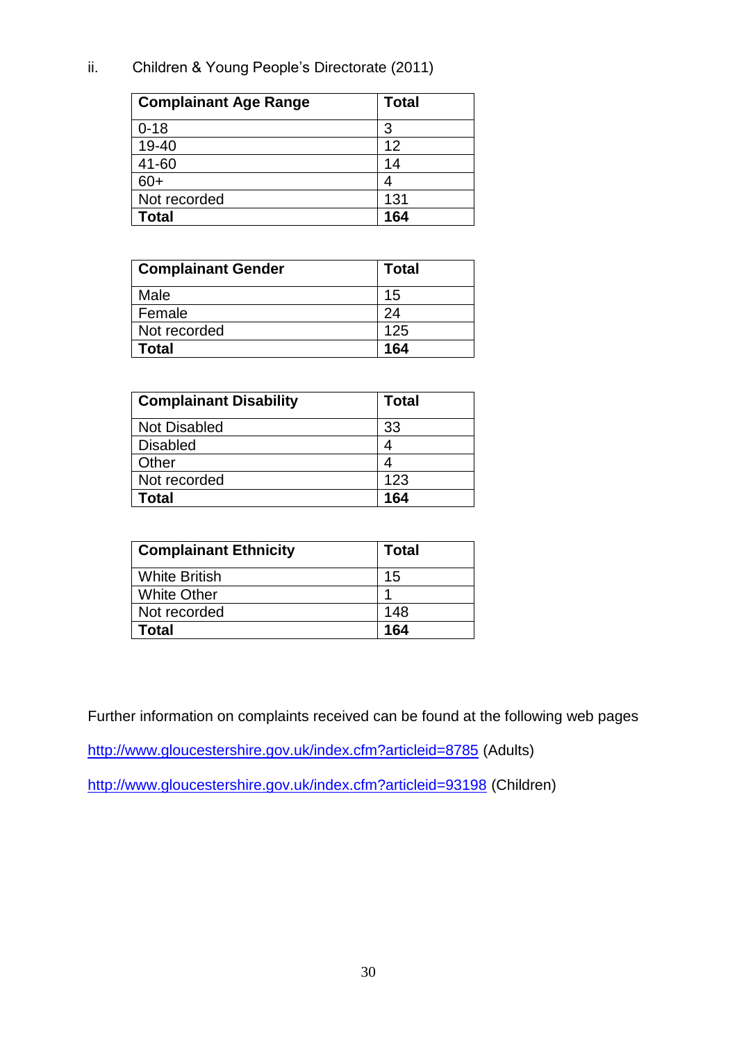ii. Children & Young People's Directorate (2011)

| Complainant Age Range | Total |
|---|---|
| 0-18 | 3 |
| 19-40 | 12 |
| 41-60 | 14 |
| 60+ | 4 |
| Not recorded | 131 |
| **Total** | **164** |

| Complainant Gender | Total |
|---|---|
| Male | 15 |
| Female | 24 |
| Not recorded | 125 |
| **Total** | **164** |

| Complainant Disability | Total |
|---|---|
| Not Disabled | 33 |
| Disabled | 4 |
| Other | 4 |
| Not recorded | 123 |
| **Total** | **164** |

| Complainant Ethnicity | Total |
|---|---|
| White British | 15 |
| White Other | 1 |
| Not recorded | 148 |
| **Total** | **164** |

Further information on complaints received can be found at the following web pages

http://www.gloucestershire.gov.uk/index.cfm?articleid=8785 (Adults)

http://www.gloucestershire.gov.uk/index.cfm?articleid=93198 (Children)